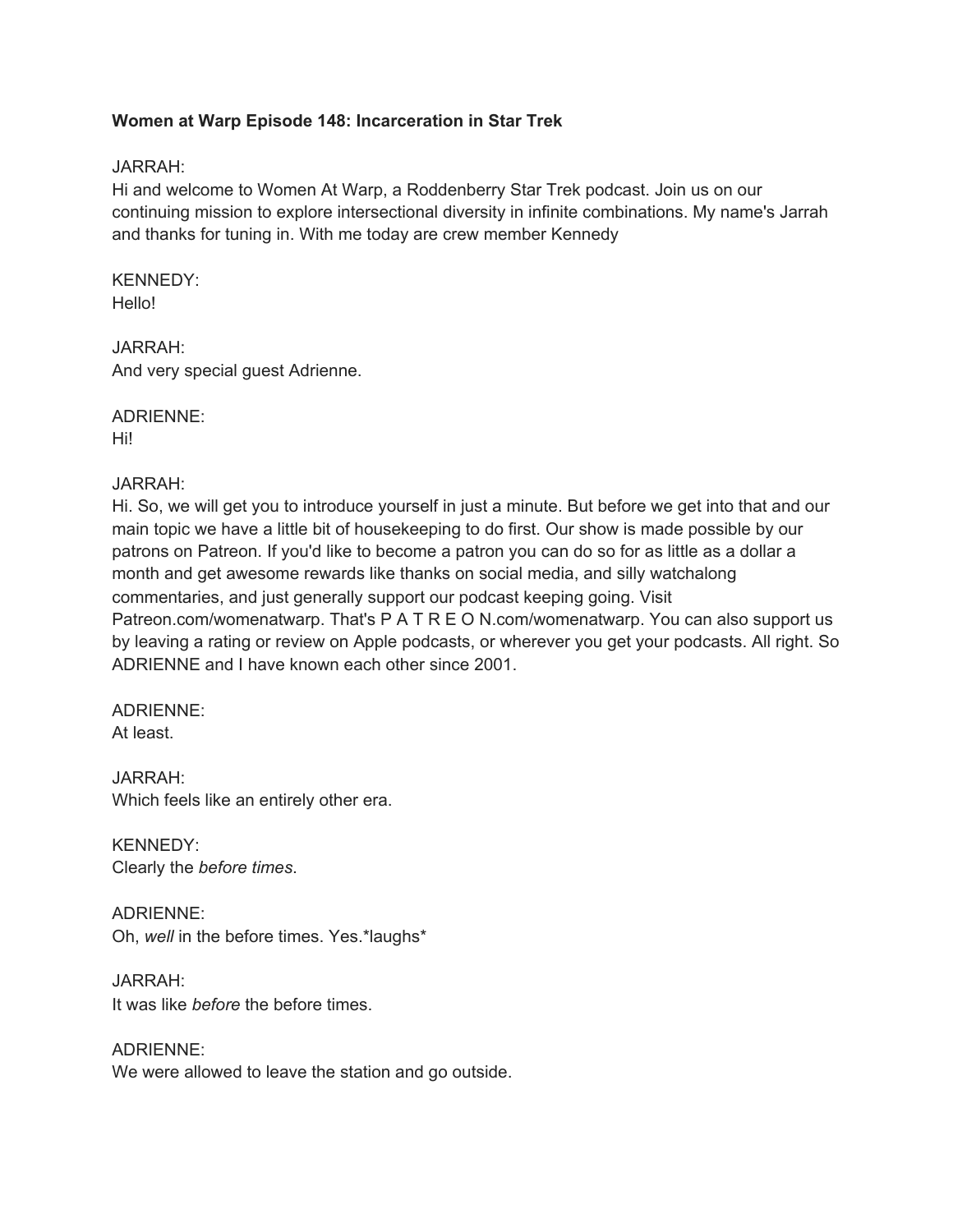**Women at Warp Episode 148: Incarceration in Star Trek**

JARRAH:
Hi and welcome to Women At Warp, a Roddenberry Star Trek podcast. Join us on our continuing mission to explore intersectional diversity in infinite combinations. My name's Jarrah and thanks for tuning in. With me today are crew member Kennedy

KENNEDY:
Hello!

JARRAH:
And very special guest Adrienne.

ADRIENNE:
Hi!

JARRAH:
Hi. So, we will get you to introduce yourself in just a minute. But before we get into that and our main topic we have a little bit of housekeeping to do first. Our show is made possible by our patrons on Patreon. If you'd like to become a patron you can do so for as little as a dollar a month and get awesome rewards like thanks on social media, and silly watchalong commentaries, and just generally support our podcast keeping going. Visit Patreon.com/womenatwarp. That's P A T R E O N.com/womenatwarp. You can also support us by leaving a rating or review on Apple podcasts, or wherever you get your podcasts. All right. So ADRIENNE and I have known each other since 2001.

ADRIENNE:
At least.

JARRAH:
Which feels like an entirely other era.

KENNEDY:
Clearly the *before times*.

ADRIENNE:
Oh, *well* in the before times. Yes.*laughs*

JARRAH:
It was like *before* the before times.

ADRIENNE:
We were allowed to leave the station and go outside.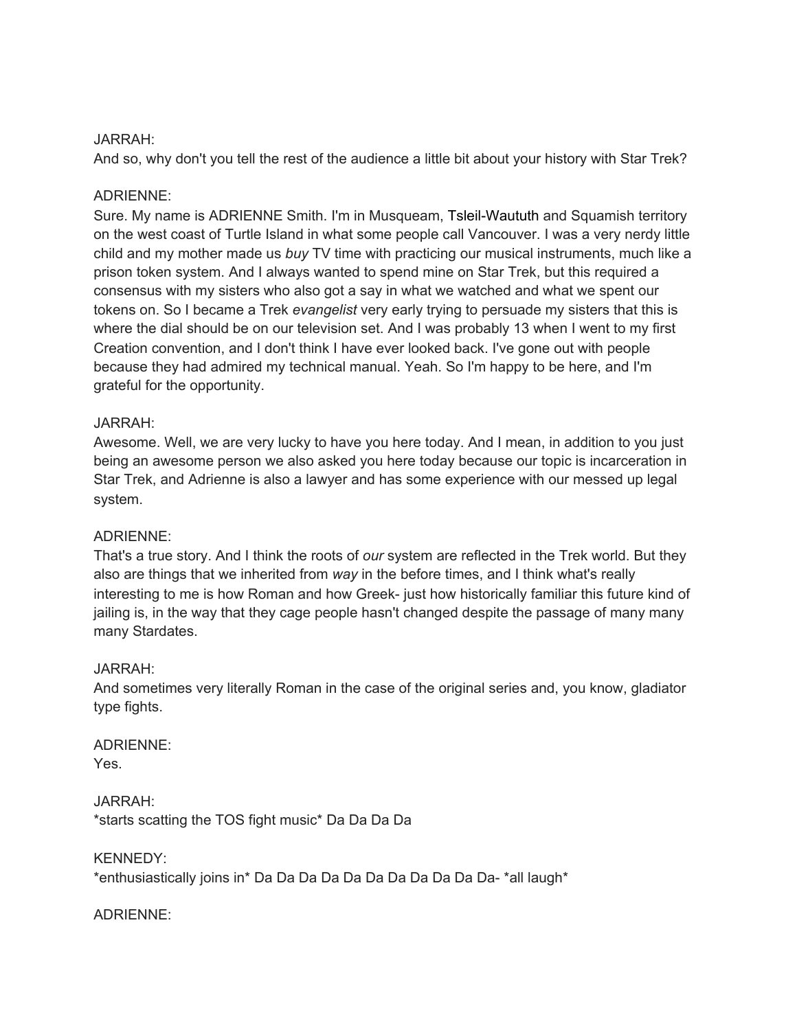JARRAH:
And so, why don't you tell the rest of the audience a little bit about your history with Star Trek?

ADRIENNE:
Sure. My name is ADRIENNE Smith. I'm in Musqueam, Tsleil-Waututh and Squamish territory on the west coast of Turtle Island in what some people call Vancouver. I was a very nerdy little child and my mother made us *buy* TV time with practicing our musical instruments, much like a prison token system. And I always wanted to spend mine on Star Trek, but this required a consensus with my sisters who also got a say in what we watched and what we spent our tokens on. So I became a Trek *evangelist* very early trying to persuade my sisters that this is where the dial should be on our television set. And I was probably 13 when I went to my first Creation convention, and I don't think I have ever looked back. I've gone out with people because they had admired my technical manual. Yeah. So I'm happy to be here, and I'm grateful for the opportunity.

JARRAH:
Awesome. Well, we are very lucky to have you here today. And I mean, in addition to you just being an awesome person we also asked you here today because our topic is incarceration in Star Trek, and Adrienne is also a lawyer and has some experience with our messed up legal system.

ADRIENNE:
That's a true story. And I think the roots of *our* system are reflected in the Trek world. But they also are things that we inherited from *way* in the before times, and I think what's really interesting to me is how Roman and how Greek- just how historically familiar this future kind of jailing is, in the way that they cage people hasn't changed despite the passage of many many many Stardates.

JARRAH:
And sometimes very literally Roman in the case of the original series and, you know, gladiator type fights.

ADRIENNE:
Yes.

JARRAH:
*starts scatting the TOS fight music* Da Da Da Da

KENNEDY:
*enthusiastically joins in* Da Da Da Da Da Da Da Da Da Da Da- *all laugh*

ADRIENNE: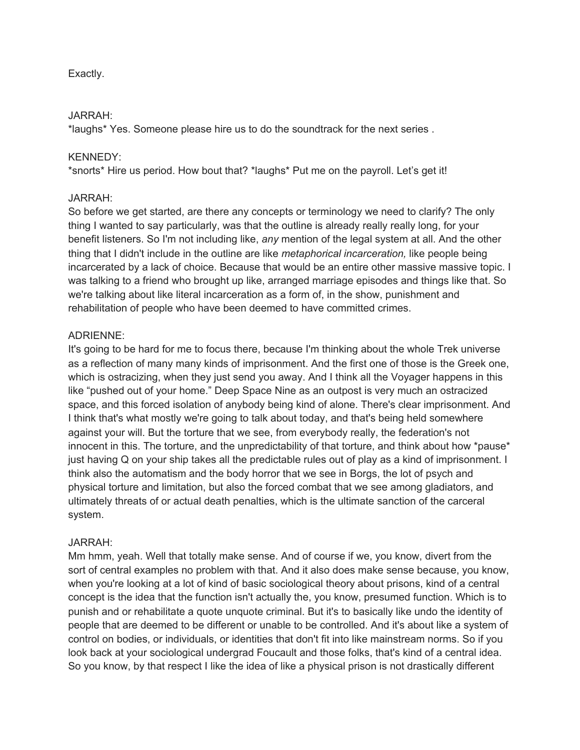Exactly.

JARRAH:
*laughs* Yes. Someone please hire us to do the soundtrack for the next series .

KENNEDY:
*snorts* Hire us period. How bout that? *laughs* Put me on the payroll. Let's get it!

JARRAH:
So before we get started, are there any concepts or terminology we need to clarify? The only thing I wanted to say particularly, was that the outline is already really really long, for your benefit listeners. So I'm not including like, *any* mention of the legal system at all. And the other thing that I didn't include in the outline are like *metaphorical incarceration,* like people being incarcerated by a lack of choice. Because that would be an entire other massive massive topic. I was talking to a friend who brought up like, arranged marriage episodes and things like that. So we're talking about like literal incarceration as a form of, in the show, punishment and rehabilitation of people who have been deemed to have committed crimes.

ADRIENNE:
It's going to be hard for me to focus there, because I'm thinking about the whole Trek universe as a reflection of many many kinds of imprisonment. And the first one of those is the Greek one, which is ostracizing, when they just send you away. And I think all the Voyager happens in this like "pushed out of your home." Deep Space Nine as an outpost is very much an ostracized space, and this forced isolation of anybody being kind of alone. There's clear imprisonment. And I think that's what mostly we're going to talk about today, and that's being held somewhere against your will. But the torture that we see, from everybody really, the federation's not innocent in this. The torture, and the unpredictability of that torture, and think about how *pause* just having Q on your ship takes all the predictable rules out of play as a kind of imprisonment. I think also the automatism and the body horror that we see in Borgs, the lot of psych and physical torture and limitation, but also the forced combat that we see among gladiators, and ultimately threats of or actual death penalties, which is the ultimate sanction of the carceral system.

JARRAH:
Mm hmm, yeah. Well that totally make sense. And of course if we, you know, divert from the sort of central examples no problem with that. And it also does make sense because, you know, when you're looking at a lot of kind of basic sociological theory about prisons, kind of a central concept is the idea that the function isn't actually the, you know, presumed function. Which is to punish and or rehabilitate a quote unquote criminal. But it's to basically like undo the identity of people that are deemed to be different or unable to be controlled. And it's about like a system of control on bodies, or individuals, or identities that don't fit into like mainstream norms. So if you look back at your sociological undergrad Foucault and those folks, that's kind of a central idea. So you know, by that respect I like the idea of like a physical prison is not drastically different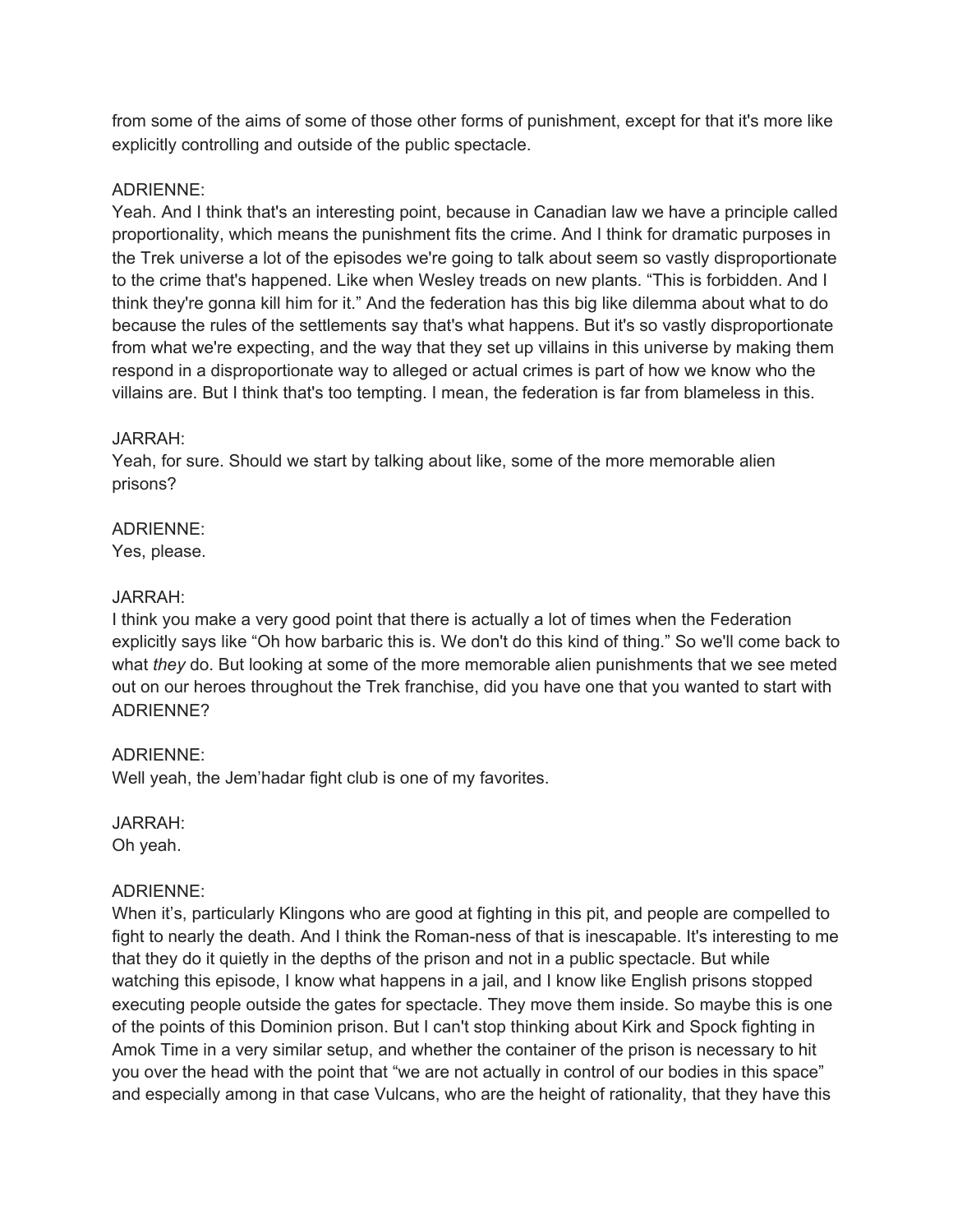from some of the aims of some of those other forms of punishment, except for that it's more like explicitly controlling and outside of the public spectacle.

ADRIENNE:
Yeah. And I think that's an interesting point, because in Canadian law we have a principle called proportionality, which means the punishment fits the crime. And I think for dramatic purposes in the Trek universe a lot of the episodes we're going to talk about seem so vastly disproportionate to the crime that's happened. Like when Wesley treads on new plants. "This is forbidden. And I think they're gonna kill him for it." And the federation has this big like dilemma about what to do because the rules of the settlements say that's what happens. But it's so vastly disproportionate from what we're expecting, and the way that they set up villains in this universe by making them respond in a disproportionate way to alleged or actual crimes is part of how we know who the villains are. But I think that's too tempting. I mean, the federation is far from blameless in this.

JARRAH:
Yeah, for sure. Should we start by talking about like, some of the more memorable alien prisons?

ADRIENNE:
Yes, please.

JARRAH:
I think you make a very good point that there is actually a lot of times when the Federation explicitly says like "Oh how barbaric this is. We don't do this kind of thing." So we'll come back to what *they* do. But looking at some of the more memorable alien punishments that we see meted out on our heroes throughout the Trek franchise, did you have one that you wanted to start with ADRIENNE?

ADRIENNE:
Well yeah, the Jem'hadar fight club is one of my favorites.

JARRAH:
Oh yeah.

ADRIENNE:
When it's, particularly Klingons who are good at fighting in this pit, and people are compelled to fight to nearly the death. And I think the Roman-ness of that is inescapable. It's interesting to me that they do it quietly in the depths of the prison and not in a public spectacle. But while watching this episode, I know what happens in a jail, and I know like English prisons stopped executing people outside the gates for spectacle. They move them inside. So maybe this is one of the points of this Dominion prison. But I can't stop thinking about Kirk and Spock fighting in Amok Time in a very similar setup, and whether the container of the prison is necessary to hit you over the head with the point that "we are not actually in control of our bodies in this space" and especially among in that case Vulcans, who are the height of rationality, that they have this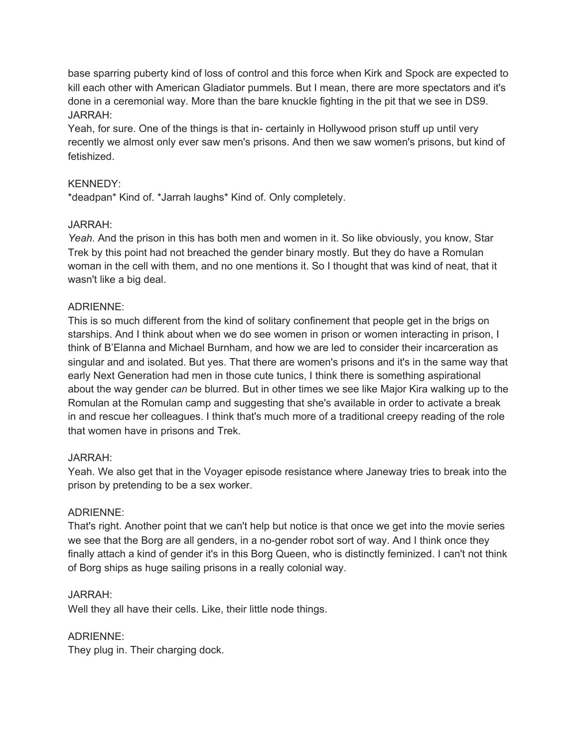base sparring puberty kind of loss of control and this force when Kirk and Spock are expected to kill each other with American Gladiator pummels. But I mean, there are more spectators and it's done in a ceremonial way. More than the bare knuckle fighting in the pit that we see in DS9.
JARRAH:
Yeah, for sure. One of the things is that in- certainly in Hollywood prison stuff up until very recently we almost only ever saw men's prisons. And then we saw women's prisons, but kind of fetishized.

KENNEDY:
*deadpan* Kind of. *Jarrah laughs* Kind of. Only completely.

JARRAH:
*Yeah*. And the prison in this has both men and women in it. So like obviously, you know, Star Trek by this point had not breached the gender binary mostly. But they do have a Romulan woman in the cell with them, and no one mentions it. So I thought that was kind of neat, that it wasn't like a big deal.

ADRIENNE:
This is so much different from the kind of solitary confinement that people get in the brigs on starships. And I think about when we do see women in prison or women interacting in prison, I think of B'Elanna and Michael Burnham, and how we are led to consider their incarceration as singular and and isolated. But yes. That there are women's prisons and it's in the same way that early Next Generation had men in those cute tunics, I think there is something aspirational about the way gender *can* be blurred. But in other times we see like Major Kira walking up to the Romulan at the Romulan camp and suggesting that she's available in order to activate a break in and rescue her colleagues. I think that's much more of a traditional creepy reading of the role that women have in prisons and Trek.

JARRAH:
Yeah. We also get that in the Voyager episode resistance where Janeway tries to break into the prison by pretending to be a sex worker.

ADRIENNE:
That's right. Another point that we can't help but notice is that once we get into the movie series we see that the Borg are all genders, in a no-gender robot sort of way. And I think once they finally attach a kind of gender it's in this Borg Queen, who is distinctly feminized. I can't not think of Borg ships as huge sailing prisons in a really colonial way.

JARRAH:
Well they all have their cells. Like, their little node things.

ADRIENNE:
They plug in. Their charging dock.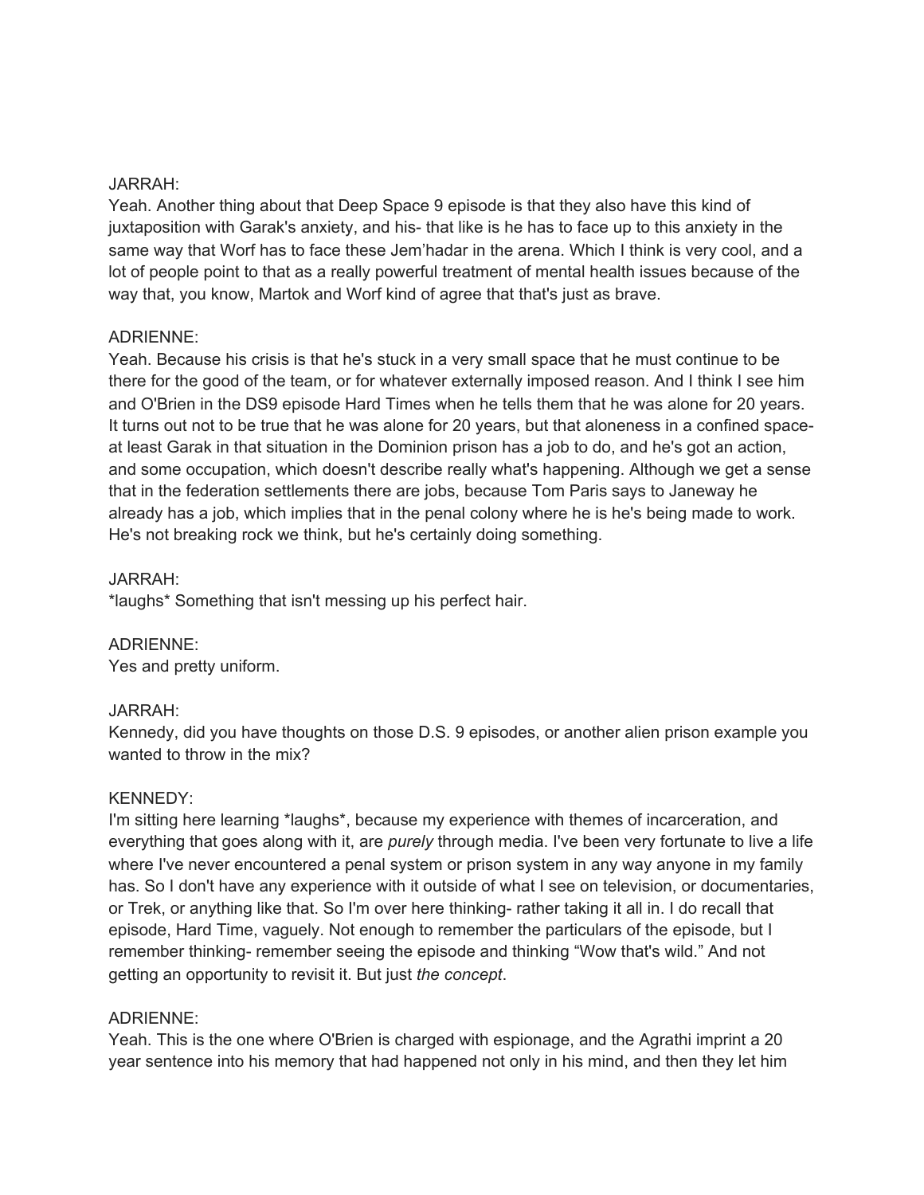JARRAH:
Yeah. Another thing about that Deep Space 9 episode is that they also have this kind of juxtaposition with Garak's anxiety, and his- that like is he has to face up to this anxiety in the same way that Worf has to face these Jem'hadar in the arena. Which I think is very cool, and a lot of people point to that as a really powerful treatment of mental health issues because of the way that, you know, Martok and Worf kind of agree that that's just as brave.

ADRIENNE:
Yeah. Because his crisis is that he's stuck in a very small space that he must continue to be there for the good of the team, or for whatever externally imposed reason. And I think I see him and O'Brien in the DS9 episode Hard Times when he tells them that he was alone for 20 years. It turns out not to be true that he was alone for 20 years, but that aloneness in a confined space- at least Garak in that situation in the Dominion prison has a job to do, and he's got an action, and some occupation, which doesn't describe really what's happening. Although we get a sense that in the federation settlements there are jobs, because Tom Paris says to Janeway he already has a job, which implies that in the penal colony where he is he's being made to work. He's not breaking rock we think, but he's certainly doing something.

JARRAH:
*laughs* Something that isn't messing up his perfect hair.

ADRIENNE:
Yes and pretty uniform.

JARRAH:
Kennedy, did you have thoughts on those D.S. 9 episodes, or another alien prison example you wanted to throw in the mix?

KENNEDY:
I'm sitting here learning *laughs*, because my experience with themes of incarceration, and everything that goes along with it, are *purely* through media. I've been very fortunate to live a life where I've never encountered a penal system or prison system in any way anyone in my family has. So I don't have any experience with it outside of what I see on television, or documentaries, or Trek, or anything like that. So I'm over here thinking- rather taking it all in. I do recall that episode, Hard Time, vaguely. Not enough to remember the particulars of the episode, but I remember thinking- remember seeing the episode and thinking "Wow that's wild." And not getting an opportunity to revisit it. But just *the concept*.

ADRIENNE:
Yeah. This is the one where O'Brien is charged with espionage, and the Agrathi imprint a 20 year sentence into his memory that had happened not only in his mind, and then they let him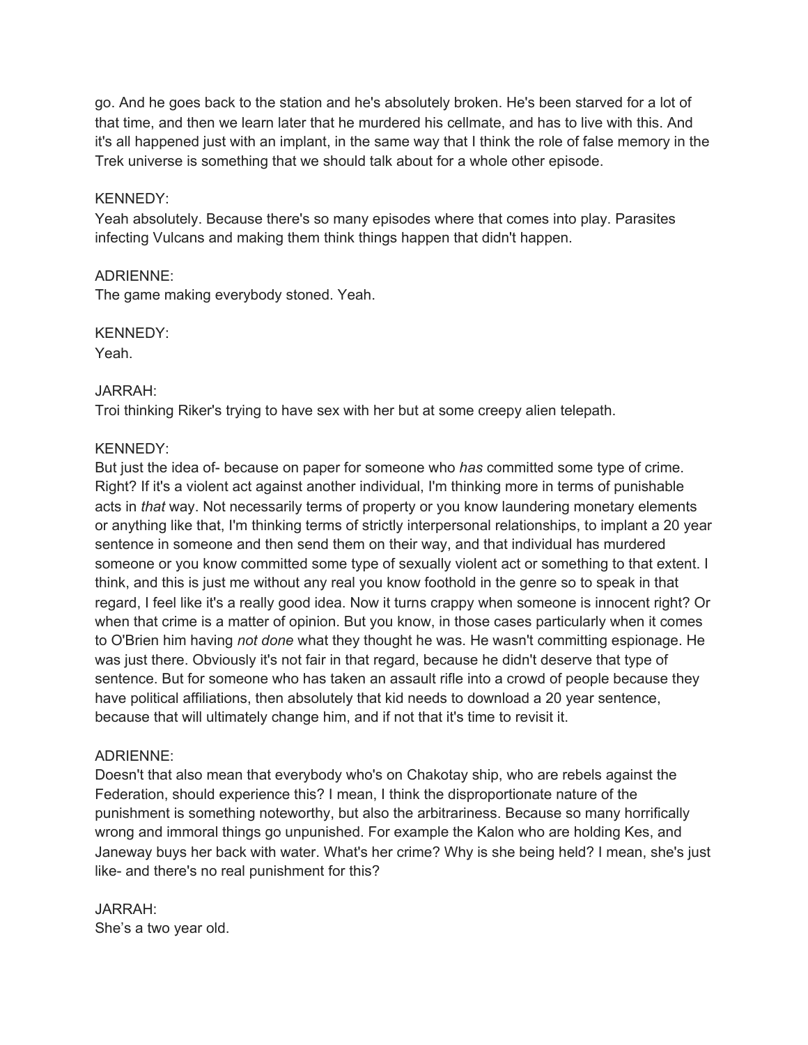go. And he goes back to the station and he's absolutely broken. He's been starved for a lot of that time, and then we learn later that he murdered his cellmate, and has to live with this. And it's all happened just with an implant, in the same way that I think the role of false memory in the Trek universe is something that we should talk about for a whole other episode.

KENNEDY:
Yeah absolutely. Because there's so many episodes where that comes into play. Parasites infecting Vulcans and making them think things happen that didn't happen.

ADRIENNE:
The game making everybody stoned. Yeah.

KENNEDY:
Yeah.

JARRAH:
Troi thinking Riker's trying to have sex with her but at some creepy alien telepath.

KENNEDY:
But just the idea of- because on paper for someone who *has* committed some type of crime. Right? If it's a violent act against another individual, I'm thinking more in terms of punishable acts in *that* way. Not necessarily terms of property or you know laundering monetary elements or anything like that, I'm thinking terms of strictly interpersonal relationships, to implant a 20 year sentence in someone and then send them on their way, and that individual has murdered someone or you know committed some type of sexually violent act or something to that extent. I think, and this is just me without any real you know foothold in the genre so to speak in that regard, I feel like it's a really good idea. Now it turns crappy when someone is innocent right? Or when that crime is a matter of opinion. But you know, in those cases particularly when it comes to O'Brien him having *not done* what they thought he was. He wasn't committing espionage. He was just there. Obviously it's not fair in that regard, because he didn't deserve that type of sentence. But for someone who has taken an assault rifle into a crowd of people because they have political affiliations, then absolutely that kid needs to download a 20 year sentence, because that will ultimately change him, and if not that it's time to revisit it.

ADRIENNE:
Doesn't that also mean that everybody who's on Chakotay ship, who are rebels against the Federation, should experience this? I mean, I think the disproportionate nature of the punishment is something noteworthy, but also the arbitrariness. Because so many horrifically wrong and immoral things go unpunished. For example the Kalon who are holding Kes, and Janeway buys her back with water. What's her crime? Why is she being held? I mean, she's just like- and there's no real punishment for this?

JARRAH:
She's a two year old.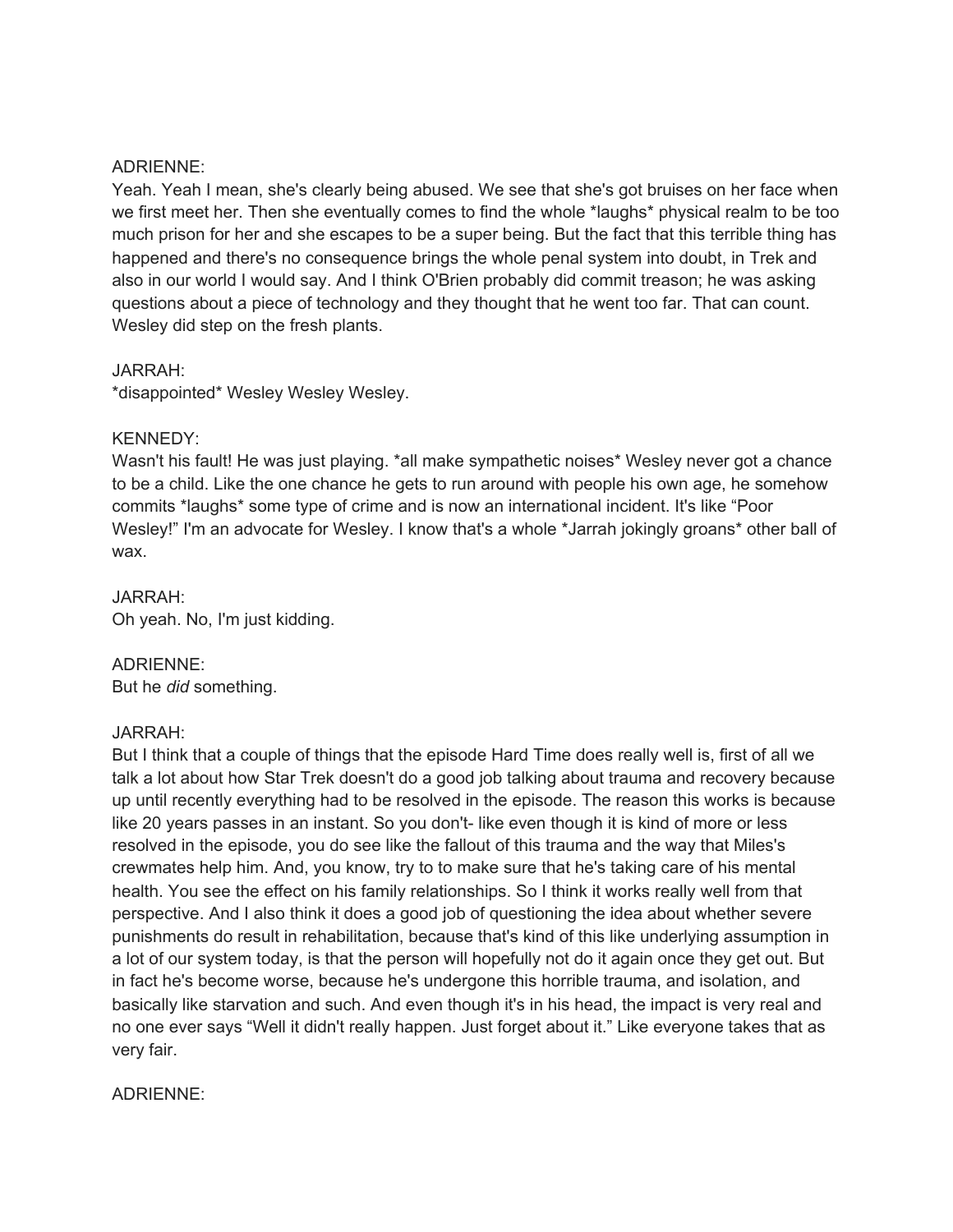ADRIENNE:
Yeah. Yeah I mean, she's clearly being abused. We see that she's got bruises on her face when we first meet her. Then she eventually comes to find the whole *laughs* physical realm to be too much prison for her and she escapes to be a super being. But the fact that this terrible thing has happened and there's no consequence brings the whole penal system into doubt, in Trek and also in our world I would say. And I think O'Brien probably did commit treason; he was asking questions about a piece of technology and they thought that he went too far. That can count. Wesley did step on the fresh plants.

JARRAH:
*disappointed* Wesley Wesley Wesley.

KENNEDY:
Wasn't his fault! He was just playing. *all make sympathetic noises* Wesley never got a chance to be a child. Like the one chance he gets to run around with people his own age, he somehow commits *laughs* some type of crime and is now an international incident. It's like "Poor Wesley!" I'm an advocate for Wesley. I know that's a whole *Jarrah jokingly groans* other ball of wax.

JARRAH:
Oh yeah. No, I'm just kidding.

ADRIENNE:
But he *did* something.

JARRAH:
But I think that a couple of things that the episode Hard Time does really well is, first of all we talk a lot about how Star Trek doesn't do a good job talking about trauma and recovery because up until recently everything had to be resolved in the episode. The reason this works is because like 20 years passes in an instant. So you don't- like even though it is kind of more or less resolved in the episode, you do see like the fallout of this trauma and the way that Miles's crewmates help him. And, you know, try to to make sure that he's taking care of his mental health. You see the effect on his family relationships. So I think it works really well from that perspective. And I also think it does a good job of questioning the idea about whether severe punishments do result in rehabilitation, because that's kind of this like underlying assumption in a lot of our system today, is that the person will hopefully not do it again once they get out. But in fact he's become worse, because he's undergone this horrible trauma, and isolation, and basically like starvation and such. And even though it's in his head, the impact is very real and no one ever says "Well it didn't really happen. Just forget about it." Like everyone takes that as very fair.

ADRIENNE: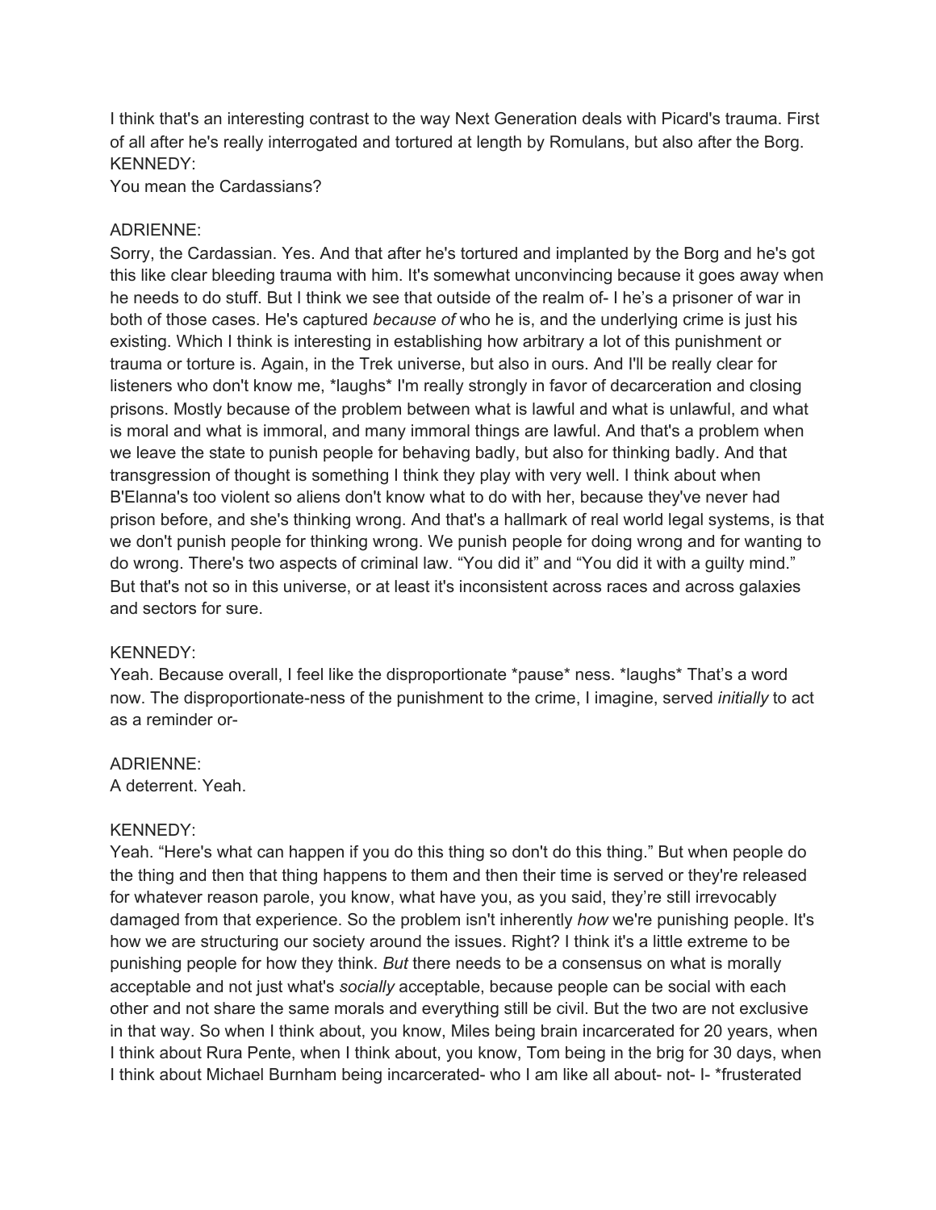I think that's an interesting contrast to the way Next Generation deals with Picard's trauma. First of all after he's really interrogated and tortured at length by Romulans, but also after the Borg.
KENNEDY:
You mean the Cardassians?

ADRIENNE:
Sorry, the Cardassian. Yes. And that after he's tortured and implanted by the Borg and he's got this like clear bleeding trauma with him. It's somewhat unconvincing because it goes away when he needs to do stuff. But I think we see that outside of the realm of- I he's a prisoner of war in both of those cases. He's captured *because of* who he is, and the underlying crime is just his existing. Which I think is interesting in establishing how arbitrary a lot of this punishment or trauma or torture is. Again, in the Trek universe, but also in ours. And I'll be really clear for listeners who don't know me, *laughs* I'm really strongly in favor of decarceration and closing prisons. Mostly because of the problem between what is lawful and what is unlawful, and what is moral and what is immoral, and many immoral things are lawful. And that's a problem when we leave the state to punish people for behaving badly, but also for thinking badly. And that transgression of thought is something I think they play with very well. I think about when B'Elanna's too violent so aliens don't know what to do with her, because they've never had prison before, and she's thinking wrong. And that's a hallmark of real world legal systems, is that we don't punish people for thinking wrong. We punish people for doing wrong and for wanting to do wrong. There's two aspects of criminal law. “You did it” and “You did it with a guilty mind.” But that's not so in this universe, or at least it's inconsistent across races and across galaxies and sectors for sure.

KENNEDY:
Yeah. Because overall, I feel like the disproportionate *pause* ness. *laughs* That's a word now. The disproportionate-ness of the punishment to the crime, I imagine, served *initially* to act as a reminder or-

ADRIENNE:
A deterrent. Yeah.

KENNEDY:
Yeah. “Here's what can happen if you do this thing so don't do this thing.” But when people do the thing and then that thing happens to them and then their time is served or they're released for whatever reason parole, you know, what have you, as you said, they're still irrevocably damaged from that experience. So the problem isn't inherently *how* we're punishing people. It's how we are structuring our society around the issues. Right? I think it's a little extreme to be punishing people for how they think. *But* there needs to be a consensus on what is morally acceptable and not just what's *socially* acceptable, because people can be social with each other and not share the same morals and everything still be civil. But the two are not exclusive in that way. So when I think about, you know, Miles being brain incarcerated for 20 years, when I think about Rura Pente, when I think about, you know, Tom being in the brig for 30 days, when I think about Michael Burnham being incarcerated- who I am like all about- not- I- *frusterated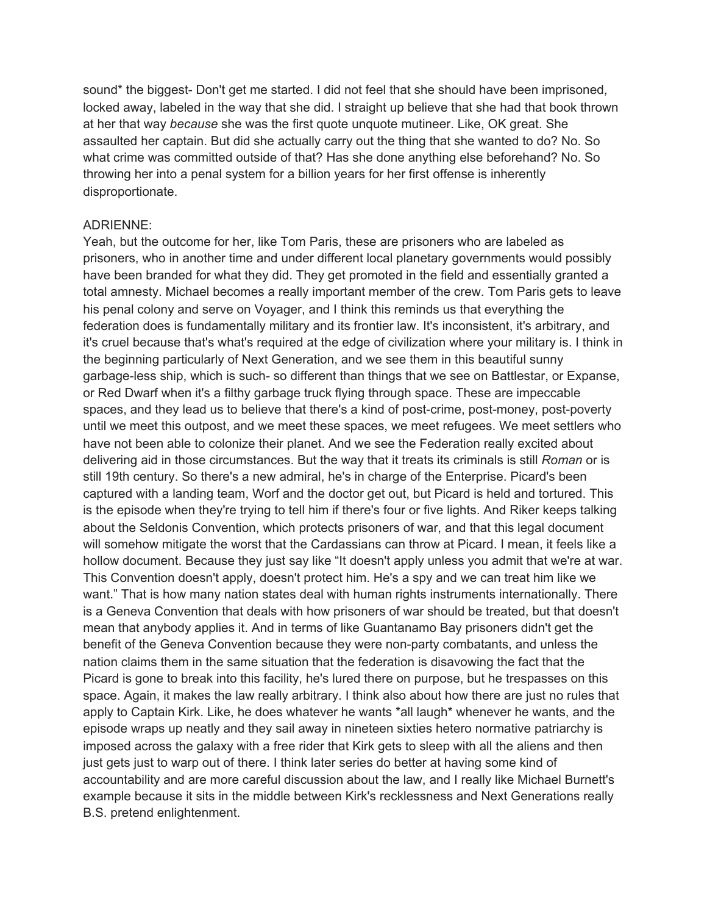sound* the biggest- Don't get me started. I did not feel that she should have been imprisoned, locked away, labeled in the way that she did. I straight up believe that she had that book thrown at her that way *because* she was the first quote unquote mutineer. Like, OK great. She assaulted her captain. But did she actually carry out the thing that she wanted to do? No. So what crime was committed outside of that? Has she done anything else beforehand? No. So throwing her into a penal system for a billion years for her first offense is inherently disproportionate.

ADRIENNE:
Yeah, but the outcome for her, like Tom Paris, these are prisoners who are labeled as prisoners, who in another time and under different local planetary governments would possibly have been branded for what they did. They get promoted in the field and essentially granted a total amnesty. Michael becomes a really important member of the crew. Tom Paris gets to leave his penal colony and serve on Voyager, and I think this reminds us that everything the federation does is fundamentally military and its frontier law. It's inconsistent, it's arbitrary, and it's cruel because that's what's required at the edge of civilization where your military is. I think in the beginning particularly of Next Generation, and we see them in this beautiful sunny garbage-less ship, which is such- so different than things that we see on Battlestar, or Expanse, or Red Dwarf when it's a filthy garbage truck flying through space. These are impeccable spaces, and they lead us to believe that there's a kind of post-crime, post-money, post-poverty until we meet this outpost, and we meet these spaces, we meet refugees. We meet settlers who have not been able to colonize their planet. And we see the Federation really excited about delivering aid in those circumstances. But the way that it treats its criminals is still *Roman* or is still 19th century. So there's a new admiral, he's in charge of the Enterprise. Picard's been captured with a landing team, Worf and the doctor get out, but Picard is held and tortured. This is the episode when they're trying to tell him if there's four or five lights. And Riker keeps talking about the Seldonis Convention, which protects prisoners of war, and that this legal document will somehow mitigate the worst that the Cardassians can throw at Picard. I mean, it feels like a hollow document. Because they just say like "It doesn't apply unless you admit that we're at war. This Convention doesn't apply, doesn't protect him. He's a spy and we can treat him like we want." That is how many nation states deal with human rights instruments internationally. There is a Geneva Convention that deals with how prisoners of war should be treated, but that doesn't mean that anybody applies it. And in terms of like Guantanamo Bay prisoners didn't get the benefit of the Geneva Convention because they were non-party combatants, and unless the nation claims them in the same situation that the federation is disavowing the fact that the Picard is gone to break into this facility, he's lured there on purpose, but he trespasses on this space. Again, it makes the law really arbitrary. I think also about how there are just no rules that apply to Captain Kirk. Like, he does whatever he wants *all laugh* whenever he wants, and the episode wraps up neatly and they sail away in nineteen sixties hetero normative patriarchy is imposed across the galaxy with a free rider that Kirk gets to sleep with all the aliens and then just gets just to warp out of there. I think later series do better at having some kind of accountability and are more careful discussion about the law, and I really like Michael Burnett's example because it sits in the middle between Kirk's recklessness and Next Generations really B.S. pretend enlightenment.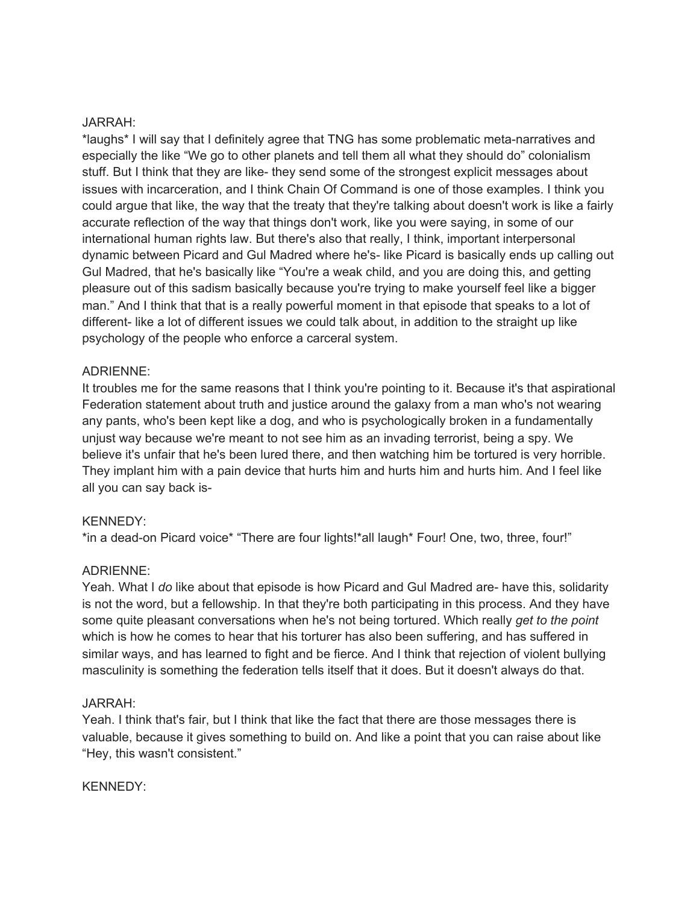JARRAH:
*laughs* I will say that I definitely agree that TNG has some problematic meta-narratives and especially the like "We go to other planets and tell them all what they should do" colonialism stuff. But I think that they are like- they send some of the strongest explicit messages about issues with incarceration, and I think Chain Of Command is one of those examples. I think you could argue that like, the way that the treaty that they're talking about doesn't work is like a fairly accurate reflection of the way that things don't work, like you were saying, in some of our international human rights law. But there's also that really, I think, important interpersonal dynamic between Picard and Gul Madred where he's- like Picard is basically ends up calling out Gul Madred, that he's basically like "You're a weak child, and you are doing this, and getting pleasure out of this sadism basically because you're trying to make yourself feel like a bigger man." And I think that that is a really powerful moment in that episode that speaks to a lot of different- like a lot of different issues we could talk about, in addition to the straight up like psychology of the people who enforce a carceral system.

ADRIENNE:
It troubles me for the same reasons that I think you're pointing to it. Because it's that aspirational Federation statement about truth and justice around the galaxy from a man who's not wearing any pants, who's been kept like a dog, and who is psychologically broken in a fundamentally unjust way because we're meant to not see him as an invading terrorist, being a spy. We believe it's unfair that he's been lured there, and then watching him be tortured is very horrible. They implant him with a pain device that hurts him and hurts him and hurts him. And I feel like all you can say back is-

KENNEDY:
*in a dead-on Picard voice* "There are four lights!*all laugh* Four! One, two, three, four!"

ADRIENNE:
Yeah. What I *do* like about that episode is how Picard and Gul Madred are- have this, solidarity is not the word, but a fellowship. In that they're both participating in this process. And they have some quite pleasant conversations when he's not being tortured. Which really *get to the point* which is how he comes to hear that his torturer has also been suffering, and has suffered in similar ways, and has learned to fight and be fierce. And I think that rejection of violent bullying masculinity is something the federation tells itself that it does. But it doesn't always do that.

JARRAH:
Yeah. I think that's fair, but I think that like the fact that there are those messages there is valuable, because it gives something to build on. And like a point that you can raise about like "Hey, this wasn't consistent."

KENNEDY: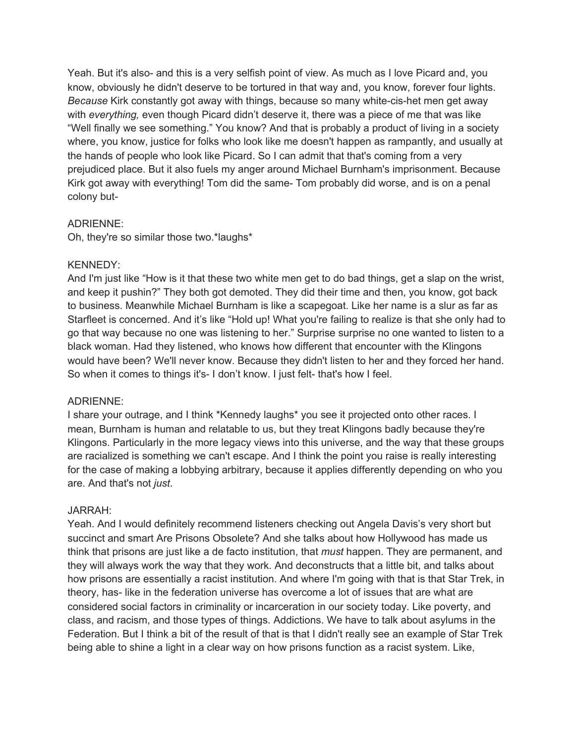Yeah. But it's also- and this is a very selfish point of view. As much as I love Picard and, you know, obviously he didn't deserve to be tortured in that way and, you know, forever four lights. *Because* Kirk constantly got away with things, because so many white-cis-het men get away with *everything,* even though Picard didn't deserve it, there was a piece of me that was like "Well finally we see something." You know? And that is probably a product of living in a society where, you know, justice for folks who look like me doesn't happen as rampantly, and usually at the hands of people who look like Picard. So I can admit that that's coming from a very prejudiced place. But it also fuels my anger around Michael Burnham's imprisonment. Because Kirk got away with everything! Tom did the same- Tom probably did worse, and is on a penal colony but-

ADRIENNE:
Oh, they're so similar those two.*laughs*

KENNEDY:
And I'm just like "How is it that these two white men get to do bad things, get a slap on the wrist, and keep it pushin?" They both got demoted. They did their time and then, you know, got back to business. Meanwhile Michael Burnham is like a scapegoat. Like her name is a slur as far as Starfleet is concerned. And it's like "Hold up! What you're failing to realize is that she only had to go that way because no one was listening to her." Surprise surprise no one wanted to listen to a black woman. Had they listened, who knows how different that encounter with the Klingons would have been? We'll never know. Because they didn't listen to her and they forced her hand. So when it comes to things it's- I don't know. I just felt- that's how I feel.

ADRIENNE:
I share your outrage, and I think *Kennedy laughs* you see it projected onto other races. I mean, Burnham is human and relatable to us, but they treat Klingons badly because they're Klingons. Particularly in the more legacy views into this universe, and the way that these groups are racialized is something we can't escape. And I think the point you raise is really interesting for the case of making a lobbying arbitrary, because it applies differently depending on who you are. And that's not *just*.

JARRAH:
Yeah. And I would definitely recommend listeners checking out Angela Davis's very short but succinct and smart Are Prisons Obsolete? And she talks about how Hollywood has made us think that prisons are just like a de facto institution, that *must* happen. They are permanent, and they will always work the way that they work. And deconstructs that a little bit, and talks about how prisons are essentially a racist institution. And where I'm going with that is that Star Trek, in theory, has- like in the federation universe has overcome a lot of issues that are what are considered social factors in criminality or incarceration in our society today. Like poverty, and class, and racism, and those types of things. Addictions. We have to talk about asylums in the Federation. But I think a bit of the result of that is that I didn't really see an example of Star Trek being able to shine a light in a clear way on how prisons function as a racist system. Like,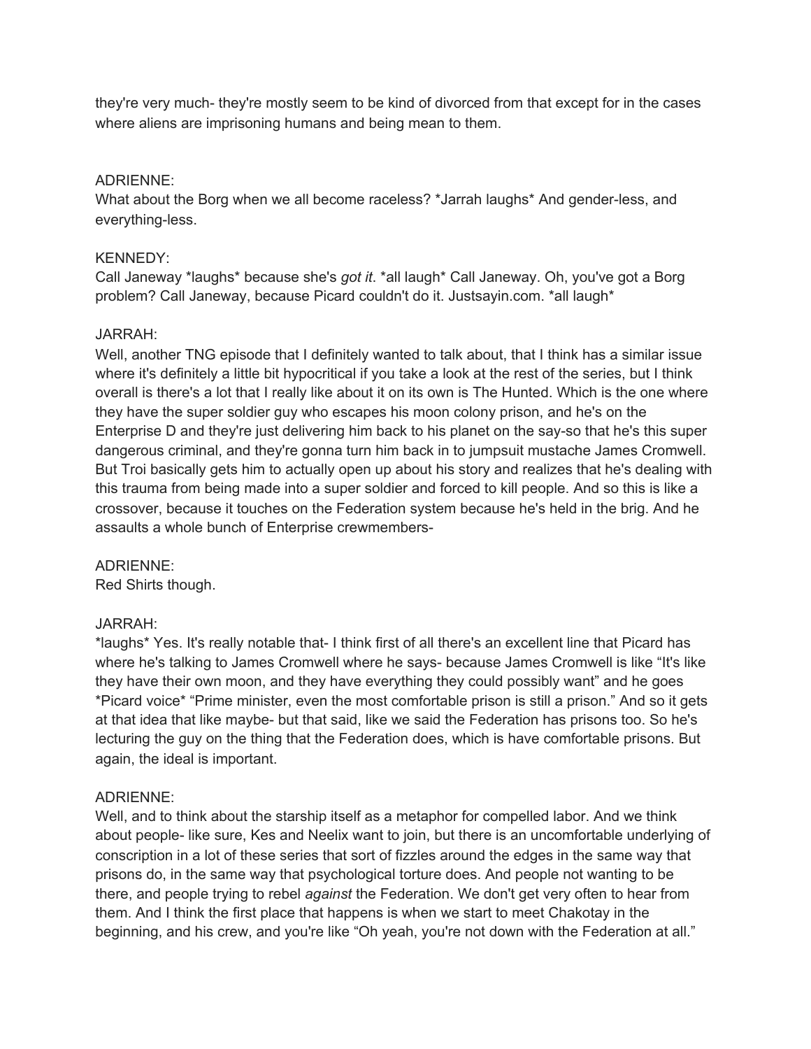they're very much- they're mostly seem to be kind of divorced from that except for in the cases where aliens are imprisoning humans and being mean to them.

ADRIENNE:
What about the Borg when we all become raceless? *Jarrah laughs* And gender-less, and everything-less.

KENNEDY:
Call Janeway *laughs* because she's *got it*. *all laugh* Call Janeway. Oh, you've got a Borg problem? Call Janeway, because Picard couldn't do it. Justsayin.com. *all laugh*

JARRAH:
Well, another TNG episode that I definitely wanted to talk about, that I think has a similar issue where it's definitely a little bit hypocritical if you take a look at the rest of the series, but I think overall is there's a lot that I really like about it on its own is The Hunted. Which is the one where they have the super soldier guy who escapes his moon colony prison, and he's on the Enterprise D and they're just delivering him back to his planet on the say-so that he's this super dangerous criminal, and they're gonna turn him back in to jumpsuit mustache James Cromwell. But Troi basically gets him to actually open up about his story and realizes that he's dealing with this trauma from being made into a super soldier and forced to kill people. And so this is like a crossover, because it touches on the Federation system because he's held in the brig. And he assaults a whole bunch of Enterprise crewmembers-

ADRIENNE:
Red Shirts though.

JARRAH:
*laughs* Yes. It's really notable that- I think first of all there's an excellent line that Picard has where he's talking to James Cromwell where he says- because James Cromwell is like "It's like they have their own moon, and they have everything they could possibly want" and he goes *Picard voice* "Prime minister, even the most comfortable prison is still a prison." And so it gets at that idea that like maybe- but that said, like we said the Federation has prisons too. So he's lecturing the guy on the thing that the Federation does, which is have comfortable prisons. But again, the ideal is important.

ADRIENNE:
Well, and to think about the starship itself as a metaphor for compelled labor. And we think about people- like sure, Kes and Neelix want to join, but there is an uncomfortable underlying of conscription in a lot of these series that sort of fizzles around the edges in the same way that prisons do, in the same way that psychological torture does. And people not wanting to be there, and people trying to rebel *against* the Federation. We don't get very often to hear from them. And I think the first place that happens is when we start to meet Chakotay in the beginning, and his crew, and you're like "Oh yeah, you're not down with the Federation at all."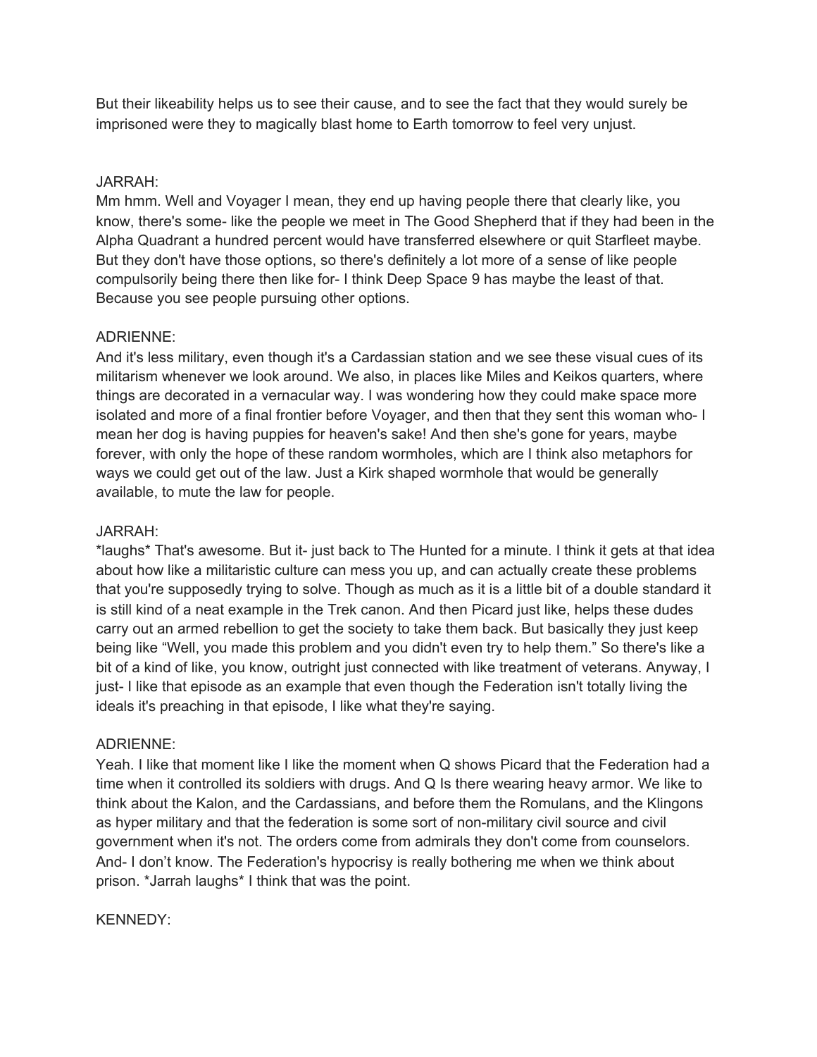But their likeability helps us to see their cause, and to see the fact that they would surely be imprisoned were they to magically blast home to Earth tomorrow to feel very unjust.

JARRAH:
Mm hmm. Well and Voyager I mean, they end up having people there that clearly like, you know, there's some- like the people we meet in The Good Shepherd that if they had been in the Alpha Quadrant a hundred percent would have transferred elsewhere or quit Starfleet maybe. But they don't have those options, so there's definitely a lot more of a sense of like people compulsorily being there then like for- I think Deep Space 9 has maybe the least of that. Because you see people pursuing other options.

ADRIENNE:
And it's less military, even though it's a Cardassian station and we see these visual cues of its militarism whenever we look around. We also, in places like Miles and Keikos quarters, where things are decorated in a vernacular way. I was wondering how they could make space more isolated and more of a final frontier before Voyager, and then that they sent this woman who- I mean her dog is having puppies for heaven's sake! And then she's gone for years, maybe forever, with only the hope of these random wormholes, which are I think also metaphors for ways we could get out of the law. Just a Kirk shaped wormhole that would be generally available, to mute the law for people.

JARRAH:
*laughs* That's awesome. But it- just back to The Hunted for a minute. I think it gets at that idea about how like a militaristic culture can mess you up, and can actually create these problems that you're supposedly trying to solve. Though as much as it is a little bit of a double standard it is still kind of a neat example in the Trek canon. And then Picard just like, helps these dudes carry out an armed rebellion to get the society to take them back. But basically they just keep being like "Well, you made this problem and you didn't even try to help them." So there's like a bit of a kind of like, you know, outright just connected with like treatment of veterans. Anyway, I just- I like that episode as an example that even though the Federation isn't totally living the ideals it's preaching in that episode, I like what they're saying.

ADRIENNE:
Yeah. I like that moment like I like the moment when Q shows Picard that the Federation had a time when it controlled its soldiers with drugs. And Q Is there wearing heavy armor. We like to think about the Kalon, and the Cardassians, and before them the Romulans, and the Klingons as hyper military and that the federation is some sort of non-military civil source and civil government when it's not. The orders come from admirals they don't come from counselors. And- I don't know. The Federation's hypocrisy is really bothering me when we think about prison. *Jarrah laughs* I think that was the point.

KENNEDY: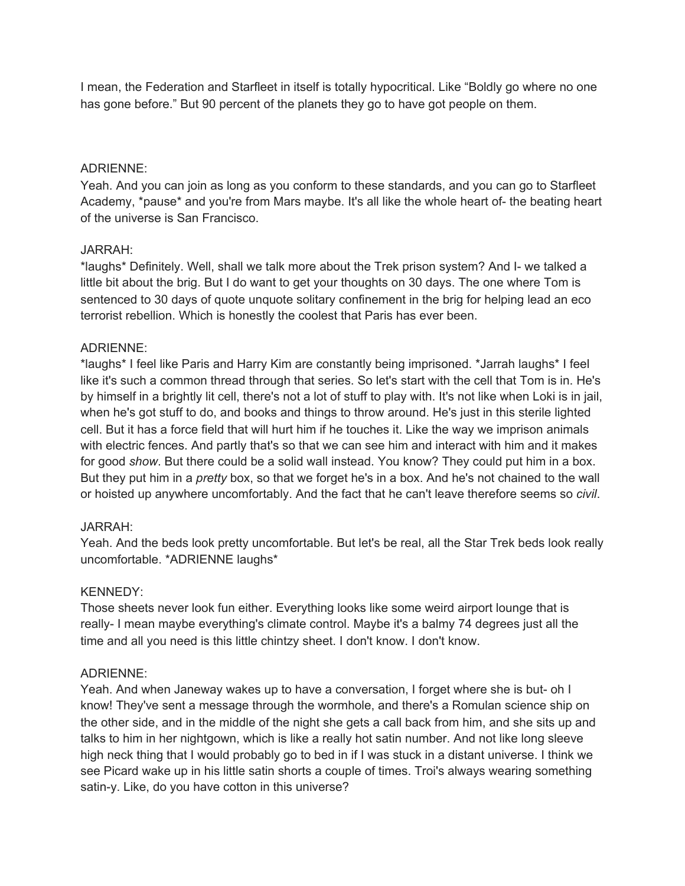I mean, the Federation and Starfleet in itself is totally hypocritical. Like "Boldly go where no one has gone before." But 90 percent of the planets they go to have got people on them.

ADRIENNE:
Yeah. And you can join as long as you conform to these standards, and you can go to Starfleet Academy, *pause* and you're from Mars maybe. It's all like the whole heart of- the beating heart of the universe is San Francisco.

JARRAH:
*laughs* Definitely. Well, shall we talk more about the Trek prison system? And I- we talked a little bit about the brig. But I do want to get your thoughts on 30 days. The one where Tom is sentenced to 30 days of quote unquote solitary confinement in the brig for helping lead an eco terrorist rebellion. Which is honestly the coolest that Paris has ever been.

ADRIENNE:
*laughs* I feel like Paris and Harry Kim are constantly being imprisoned. *Jarrah laughs* I feel like it's such a common thread through that series. So let's start with the cell that Tom is in. He's by himself in a brightly lit cell, there's not a lot of stuff to play with. It's not like when Loki is in jail, when he's got stuff to do, and books and things to throw around. He's just in this sterile lighted cell. But it has a force field that will hurt him if he touches it. Like the way we imprison animals with electric fences. And partly that's so that we can see him and interact with him and it makes for good *show*. But there could be a solid wall instead. You know? They could put him in a box. But they put him in a *pretty* box, so that we forget he's in a box. And he's not chained to the wall or hoisted up anywhere uncomfortably. And the fact that he can't leave therefore seems so *civil*.

JARRAH:
Yeah. And the beds look pretty uncomfortable. But let's be real, all the Star Trek beds look really uncomfortable. *ADRIENNE laughs*

KENNEDY:
Those sheets never look fun either. Everything looks like some weird airport lounge that is really- I mean maybe everything's climate control. Maybe it's a balmy 74 degrees just all the time and all you need is this little chintzy sheet. I don't know. I don't know.

ADRIENNE:
Yeah. And when Janeway wakes up to have a conversation, I forget where she is but- oh I know! They've sent a message through the wormhole, and there's a Romulan science ship on the other side, and in the middle of the night she gets a call back from him, and she sits up and talks to him in her nightgown, which is like a really hot satin number. And not like long sleeve high neck thing that I would probably go to bed in if I was stuck in a distant universe. I think we see Picard wake up in his little satin shorts a couple of times. Troi's always wearing something satin-y. Like, do you have cotton in this universe?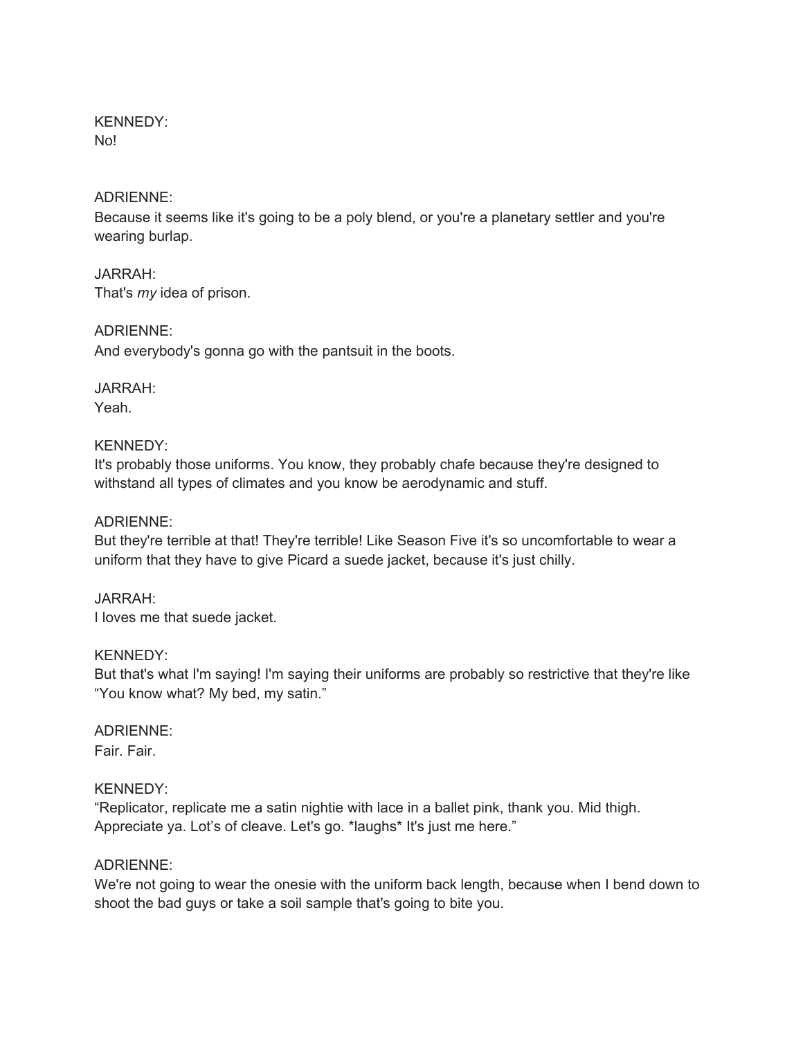KENNEDY:
No!

ADRIENNE:
Because it seems like it's going to be a poly blend, or you're a planetary settler and you're wearing burlap.

JARRAH:
That's *my* idea of prison.

ADRIENNE:
And everybody's gonna go with the pantsuit in the boots.

JARRAH:
Yeah.

KENNEDY:
It's probably those uniforms. You know, they probably chafe because they're designed to withstand all types of climates and you know be aerodynamic and stuff.

ADRIENNE:
But they're terrible at that! They're terrible! Like Season Five it's so uncomfortable to wear a uniform that they have to give Picard a suede jacket, because it's just chilly.

JARRAH:
I loves me that suede jacket.

KENNEDY:
But that's what I'm saying! I'm saying their uniforms are probably so restrictive that they're like "You know what? My bed, my satin."

ADRIENNE:
Fair. Fair.

KENNEDY:
"Replicator, replicate me a satin nightie with lace in a ballet pink, thank you. Mid thigh. Appreciate ya. Lot's of cleave. Let's go. *laughs* It's just me here."

ADRIENNE:
We're not going to wear the onesie with the uniform back length, because when I bend down to shoot the bad guys or take a soil sample that's going to bite you.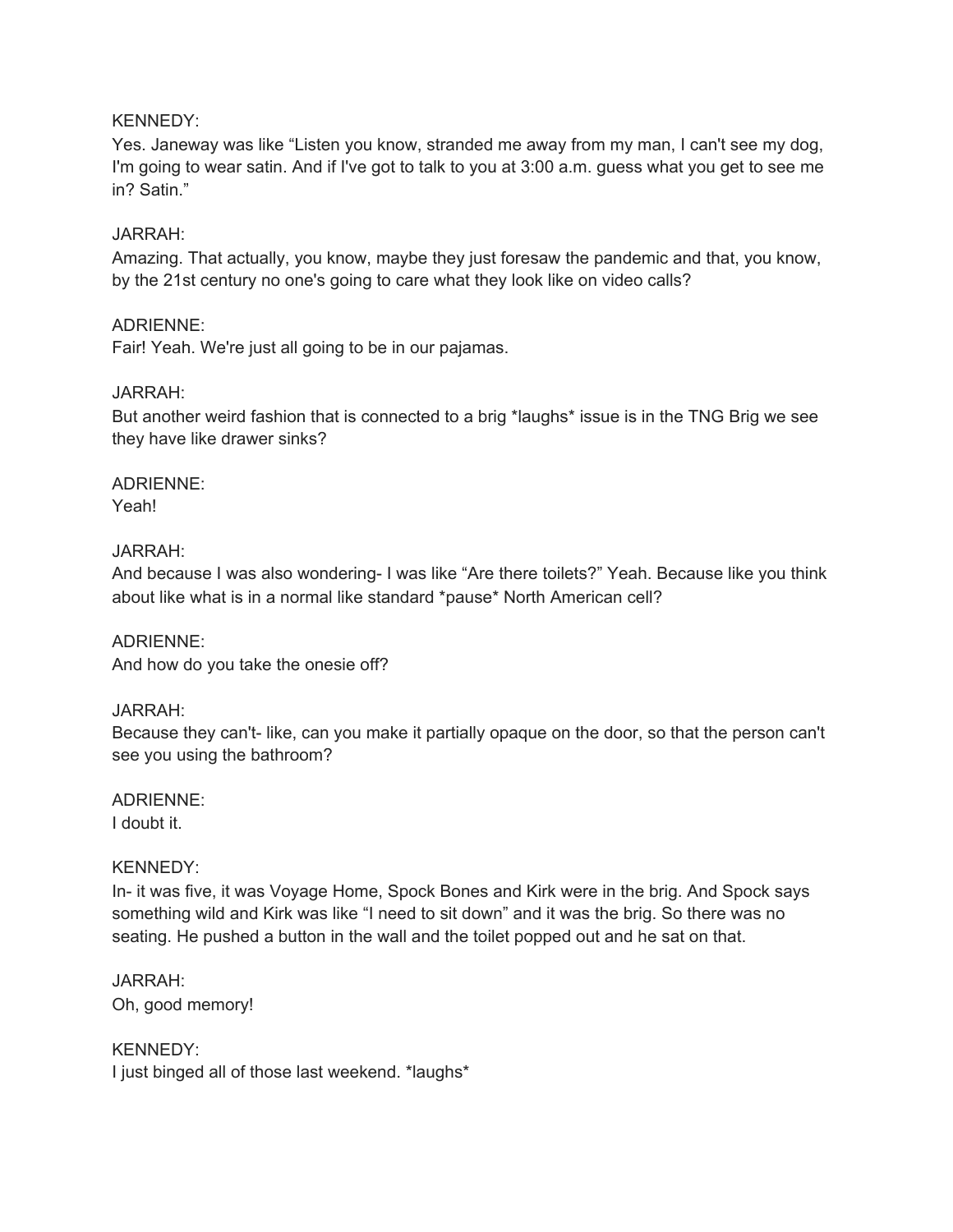KENNEDY:
Yes. Janeway was like “Listen you know, stranded me away from my man, I can't see my dog, I'm going to wear satin. And if I've got to talk to you at 3:00 a.m. guess what you get to see me in? Satin.”

JARRAH:
Amazing. That actually, you know, maybe they just foresaw the pandemic and that, you know, by the 21st century no one's going to care what they look like on video calls?

ADRIENNE:
Fair! Yeah. We're just all going to be in our pajamas.

JARRAH:
But another weird fashion that is connected to a brig *laughs* issue is in the TNG Brig we see they have like drawer sinks?

ADRIENNE:
Yeah!

JARRAH:
And because I was also wondering- I was like “Are there toilets?” Yeah. Because like you think about like what is in a normal like standard *pause* North American cell?

ADRIENNE:
And how do you take the onesie off?

JARRAH:
Because they can't- like, can you make it partially opaque on the door, so that the person can't see you using the bathroom?

ADRIENNE:
I doubt it.

KENNEDY:
In- it was five, it was Voyage Home, Spock Bones and Kirk were in the brig. And Spock says something wild and Kirk was like “I need to sit down” and it was the brig. So there was no seating. He pushed a button in the wall and the toilet popped out and he sat on that.

JARRAH:
Oh, good memory!

KENNEDY:
I just binged all of those last weekend. *laughs*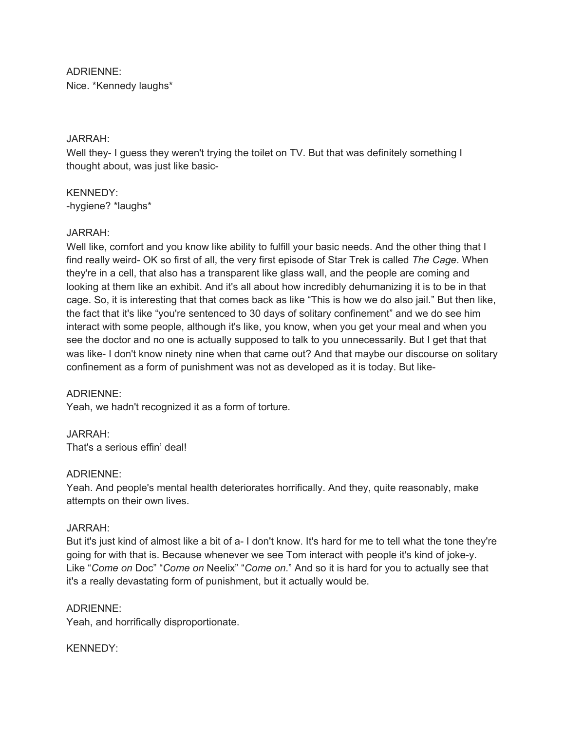ADRIENNE:
Nice. *Kennedy laughs*

JARRAH:
Well they- I guess they weren't trying the toilet on TV. But that was definitely something I thought about, was just like basic-

KENNEDY:
-hygiene? *laughs*

JARRAH:
Well like, comfort and you know like ability to fulfill your basic needs. And the other thing that I find really weird- OK so first of all, the very first episode of Star Trek is called *The Cage*. When they're in a cell, that also has a transparent like glass wall, and the people are coming and looking at them like an exhibit. And it's all about how incredibly dehumanizing it is to be in that cage. So, it is interesting that that comes back as like "This is how we do also jail." But then like, the fact that it's like "you're sentenced to 30 days of solitary confinement" and we do see him interact with some people, although it's like, you know, when you get your meal and when you see the doctor and no one is actually supposed to talk to you unnecessarily. But I get that that was like- I don't know ninety nine when that came out? And that maybe our discourse on solitary confinement as a form of punishment was not as developed as it is today. But like-

ADRIENNE:
Yeah, we hadn't recognized it as a form of torture.

JARRAH:
That's a serious effin' deal!

ADRIENNE:
Yeah. And people's mental health deteriorates horrifically. And they, quite reasonably, make attempts on their own lives.

JARRAH:
But it's just kind of almost like a bit of a- I don't know. It's hard for me to tell what the tone they're going for with that is. Because whenever we see Tom interact with people it's kind of joke-y. Like "*Come on* Doc" "*Come on* Neelix" "*Come on*." And so it is hard for you to actually see that it's a really devastating form of punishment, but it actually would be.

ADRIENNE:
Yeah, and horrifically disproportionate.

KENNEDY: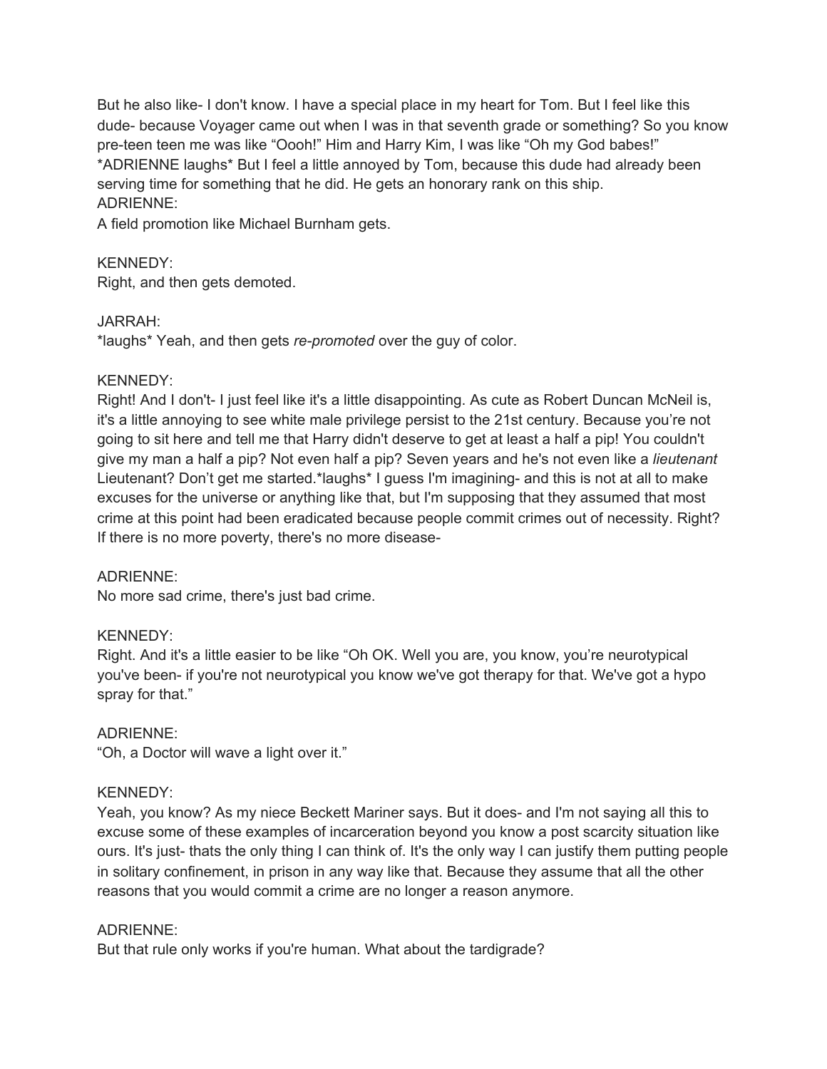But he also like- I don't know. I have a special place in my heart for Tom. But I feel like this dude- because Voyager came out when I was in that seventh grade or something? So you know pre-teen teen me was like "Oooh!" Him and Harry Kim, I was like "Oh my God babes!" *ADRIENNE laughs* But I feel a little annoyed by Tom, because this dude had already been serving time for something that he did. He gets an honorary rank on this ship.

ADRIENNE:

A field promotion like Michael Burnham gets.

KENNEDY:

Right, and then gets demoted.

JARRAH:

*laughs* Yeah, and then gets *re-promoted* over the guy of color.

KENNEDY:

Right! And I don't- I just feel like it's a little disappointing. As cute as Robert Duncan McNeil is, it's a little annoying to see white male privilege persist to the 21st century. Because you're not going to sit here and tell me that Harry didn't deserve to get at least a half a pip! You couldn't give my man a half a pip? Not even half a pip? Seven years and he's not even like a *lieutenant* Lieutenant? Don't get me started.*laughs* I guess I'm imagining- and this is not at all to make excuses for the universe or anything like that, but I'm supposing that they assumed that most crime at this point had been eradicated because people commit crimes out of necessity. Right? If there is no more poverty, there's no more disease-

ADRIENNE:

No more sad crime, there's just bad crime.

KENNEDY:

Right. And it's a little easier to be like "Oh OK. Well you are, you know, you're neurotypical you've been- if you're not neurotypical you know we've got therapy for that. We've got a hypo spray for that."

ADRIENNE:

"Oh, a Doctor will wave a light over it."

KENNEDY:

Yeah, you know? As my niece Beckett Mariner says. But it does- and I'm not saying all this to excuse some of these examples of incarceration beyond you know a post scarcity situation like ours. It's just- thats the only thing I can think of. It's the only way I can justify them putting people in solitary confinement, in prison in any way like that. Because they assume that all the other reasons that you would commit a crime are no longer a reason anymore.

ADRIENNE:

But that rule only works if you're human. What about the tardigrade?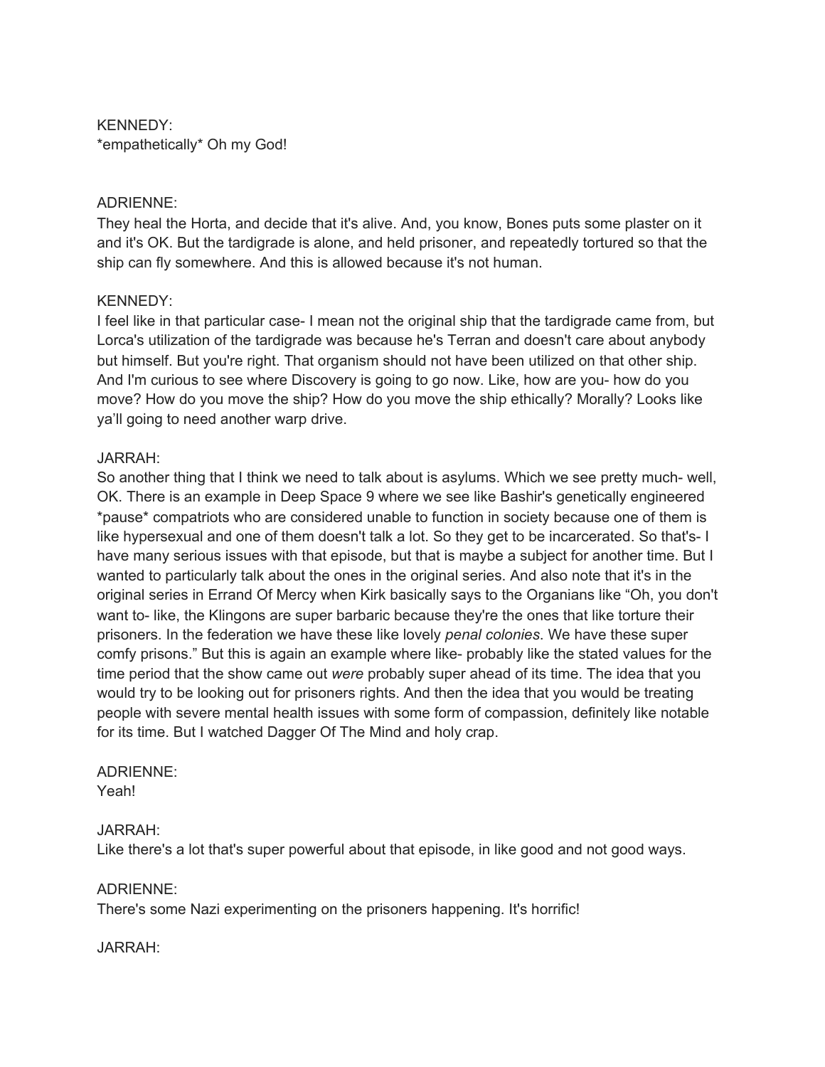KENNEDY:
*empathetically* Oh my God!

ADRIENNE:
They heal the Horta, and decide that it's alive. And, you know, Bones puts some plaster on it and it's OK. But the tardigrade is alone, and held prisoner, and repeatedly tortured so that the ship can fly somewhere. And this is allowed because it's not human.

KENNEDY:
I feel like in that particular case- I mean not the original ship that the tardigrade came from, but Lorca's utilization of the tardigrade was because he's Terran and doesn't care about anybody but himself. But you're right. That organism should not have been utilized on that other ship. And I'm curious to see where Discovery is going to go now. Like, how are you- how do you move? How do you move the ship? How do you move the ship ethically? Morally? Looks like ya'll going to need another warp drive.

JARRAH:
So another thing that I think we need to talk about is asylums. Which we see pretty much- well, OK. There is an example in Deep Space 9 where we see like Bashir's genetically engineered *pause* compatriots who are considered unable to function in society because one of them is like hypersexual and one of them doesn't talk a lot. So they get to be incarcerated. So that's- I have many serious issues with that episode, but that is maybe a subject for another time. But I wanted to particularly talk about the ones in the original series. And also note that it's in the original series in Errand Of Mercy when Kirk basically says to the Organians like "Oh, you don't want to- like, the Klingons are super barbaric because they're the ones that like torture their prisoners. In the federation we have these like lovely *penal colonies*. We have these super comfy prisons." But this is again an example where like- probably like the stated values for the time period that the show came out *were* probably super ahead of its time. The idea that you would try to be looking out for prisoners rights. And then the idea that you would be treating people with severe mental health issues with some form of compassion, definitely like notable for its time. But I watched Dagger Of The Mind and holy crap.

ADRIENNE:
Yeah!

JARRAH:
Like there's a lot that's super powerful about that episode, in like good and not good ways.

ADRIENNE:
There's some Nazi experimenting on the prisoners happening. It's horrific!

JARRAH: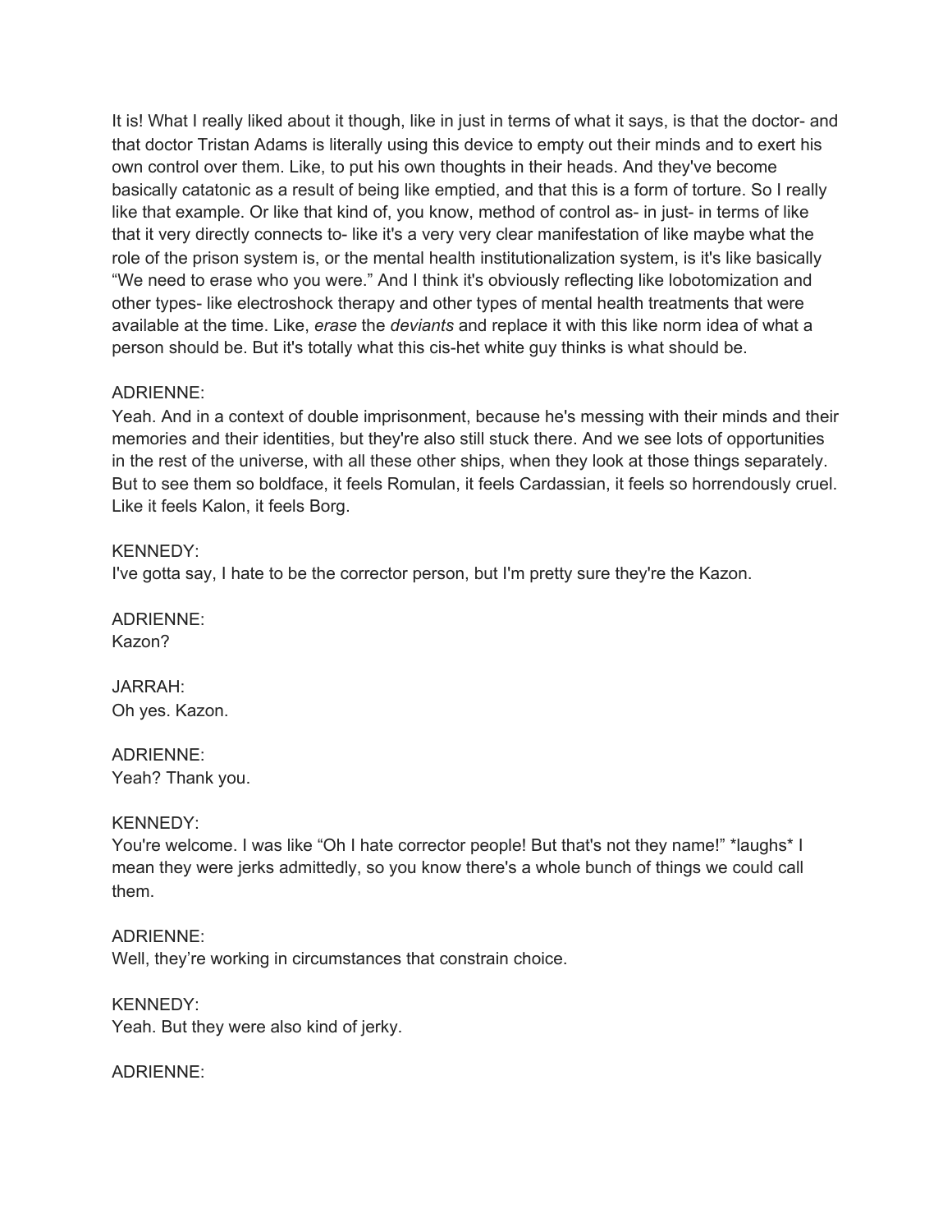It is! What I really liked about it though, like in just in terms of what it says, is that the doctor- and that doctor Tristan Adams is literally using this device to empty out their minds and to exert his own control over them. Like, to put his own thoughts in their heads. And they've become basically catatonic as a result of being like emptied, and that this is a form of torture. So I really like that example. Or like that kind of, you know, method of control as- in just- in terms of like that it very directly connects to- like it's a very very clear manifestation of like maybe what the role of the prison system is, or the mental health institutionalization system, is it's like basically "We need to erase who you were." And I think it's obviously reflecting like lobotomization and other types- like electroshock therapy and other types of mental health treatments that were available at the time. Like, *erase* the *deviants* and replace it with this like norm idea of what a person should be. But it's totally what this cis-het white guy thinks is what should be.

ADRIENNE:
Yeah. And in a context of double imprisonment, because he's messing with their minds and their memories and their identities, but they're also still stuck there. And we see lots of opportunities in the rest of the universe, with all these other ships, when they look at those things separately. But to see them so boldface, it feels Romulan, it feels Cardassian, it feels so horrendously cruel. Like it feels Kalon, it feels Borg.

KENNEDY:
I've gotta say, I hate to be the corrector person, but I'm pretty sure they're the Kazon.

ADRIENNE:
Kazon?

JARRAH:
Oh yes. Kazon.

ADRIENNE:
Yeah? Thank you.

KENNEDY:
You're welcome. I was like "Oh I hate corrector people! But that's not they name!" *laughs* I mean they were jerks admittedly, so you know there's a whole bunch of things we could call them.

ADRIENNE:
Well, they're working in circumstances that constrain choice.

KENNEDY:
Yeah. But they were also kind of jerky.

ADRIENNE: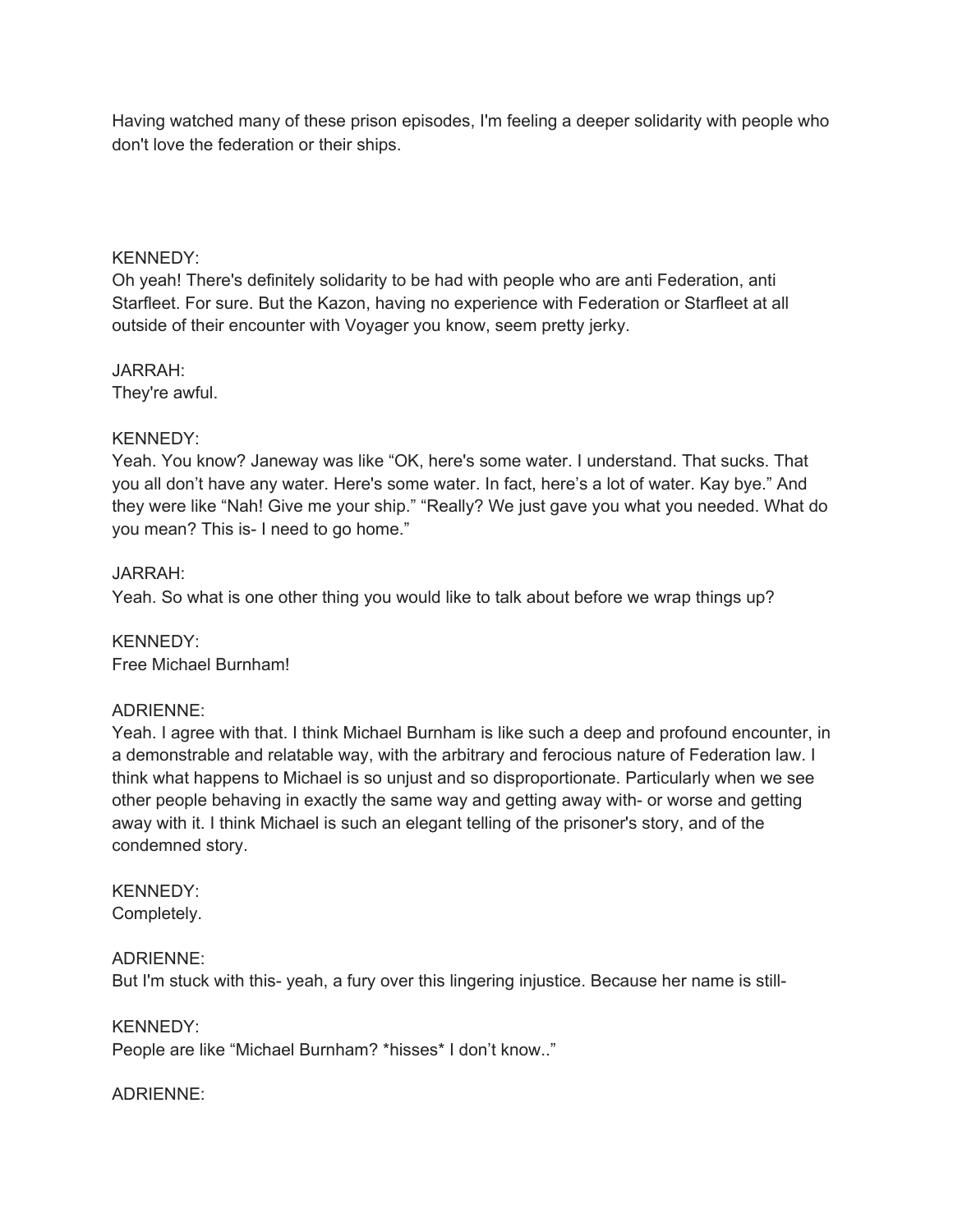Having watched many of these prison episodes, I'm feeling a deeper solidarity with people who don't love the federation or their ships.

KENNEDY:
Oh yeah! There's definitely solidarity to be had with people who are anti Federation, anti Starfleet. For sure. But the Kazon, having no experience with Federation or Starfleet at all outside of their encounter with Voyager you know, seem pretty jerky.

JARRAH:
They're awful.

KENNEDY:
Yeah. You know? Janeway was like "OK, here's some water. I understand. That sucks. That you all don't have any water. Here's some water. In fact, here's a lot of water. Kay bye." And they were like "Nah! Give me your ship." "Really? We just gave you what you needed. What do you mean? This is- I need to go home."

JARRAH:
Yeah. So what is one other thing you would like to talk about before we wrap things up?

KENNEDY:
Free Michael Burnham!

ADRIENNE:
Yeah. I agree with that. I think Michael Burnham is like such a deep and profound encounter, in a demonstrable and relatable way, with the arbitrary and ferocious nature of Federation law. I think what happens to Michael is so unjust and so disproportionate. Particularly when we see other people behaving in exactly the same way and getting away with- or worse and getting away with it. I think Michael is such an elegant telling of the prisoner's story, and of the condemned story.

KENNEDY:
Completely.

ADRIENNE:
But I'm stuck with this- yeah, a fury over this lingering injustice. Because her name is still-

KENNEDY:
People are like "Michael Burnham? *hisses* I don't know.."

ADRIENNE: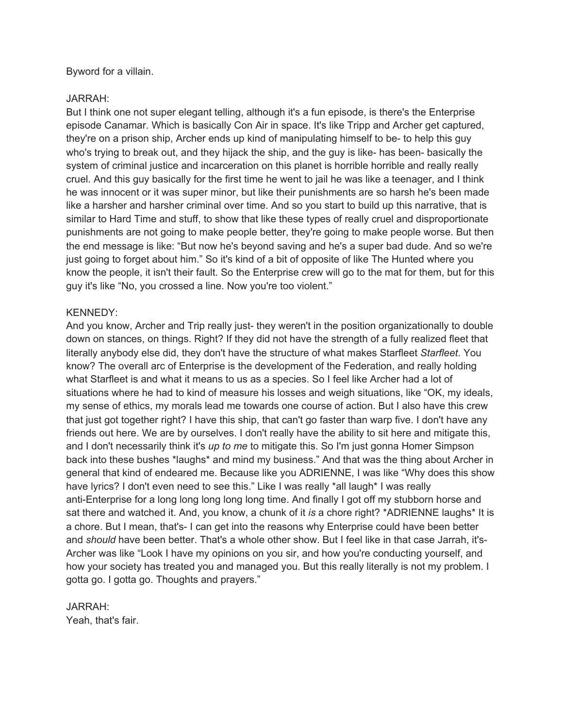Byword for a villain.

JARRAH:
But I think one not super elegant telling, although it's a fun episode, is there's the Enterprise episode Canamar. Which is basically Con Air in space. It's like Tripp and Archer get captured, they're on a prison ship, Archer ends up kind of manipulating himself to be- to help this guy who's trying to break out, and they hijack the ship, and the guy is like- has been- basically the system of criminal justice and incarceration on this planet is horrible horrible and really really cruel. And this guy basically for the first time he went to jail he was like a teenager, and I think he was innocent or it was super minor, but like their punishments are so harsh he's been made like a harsher and harsher criminal over time. And so you start to build up this narrative, that is similar to Hard Time and stuff, to show that like these types of really cruel and disproportionate punishments are not going to make people better, they're going to make people worse. But then the end message is like: "But now he's beyond saving and he's a super bad dude. And so we're just going to forget about him." So it's kind of a bit of opposite of like The Hunted where you know the people, it isn't their fault. So the Enterprise crew will go to the mat for them, but for this guy it's like "No, you crossed a line. Now you're too violent."

KENNEDY:
And you know, Archer and Trip really just- they weren't in the position organizationally to double down on stances, on things. Right? If they did not have the strength of a fully realized fleet that literally anybody else did, they don't have the structure of what makes Starfleet *Starfleet*. You know? The overall arc of Enterprise is the development of the Federation, and really holding what Starfleet is and what it means to us as a species. So I feel like Archer had a lot of situations where he had to kind of measure his losses and weigh situations, like "OK, my ideals, my sense of ethics, my morals lead me towards one course of action. But I also have this crew that just got together right? I have this ship, that can't go faster than warp five. I don't have any friends out here. We are by ourselves. I don't really have the ability to sit here and mitigate this, and I don't necessarily think it's *up to me* to mitigate this. So I'm just gonna Homer Simpson back into these bushes *laughs* and mind my business." And that was the thing about Archer in general that kind of endeared me. Because like you ADRIENNE, I was like "Why does this show have lyrics? I don't even need to see this." Like I was really *all laugh* I was really anti-Enterprise for a long long long long long time. And finally I got off my stubborn horse and sat there and watched it. And, you know, a chunk of it *is* a chore right? *ADRIENNE laughs* It is a chore. But I mean, that's- I can get into the reasons why Enterprise could have been better and *should* have been better. That's a whole other show. But I feel like in that case Jarrah, it's- Archer was like "Look I have my opinions on you sir, and how you're conducting yourself, and how your society has treated you and managed you. But this really literally is not my problem. I gotta go. I gotta go. Thoughts and prayers."

JARRAH:
Yeah, that's fair.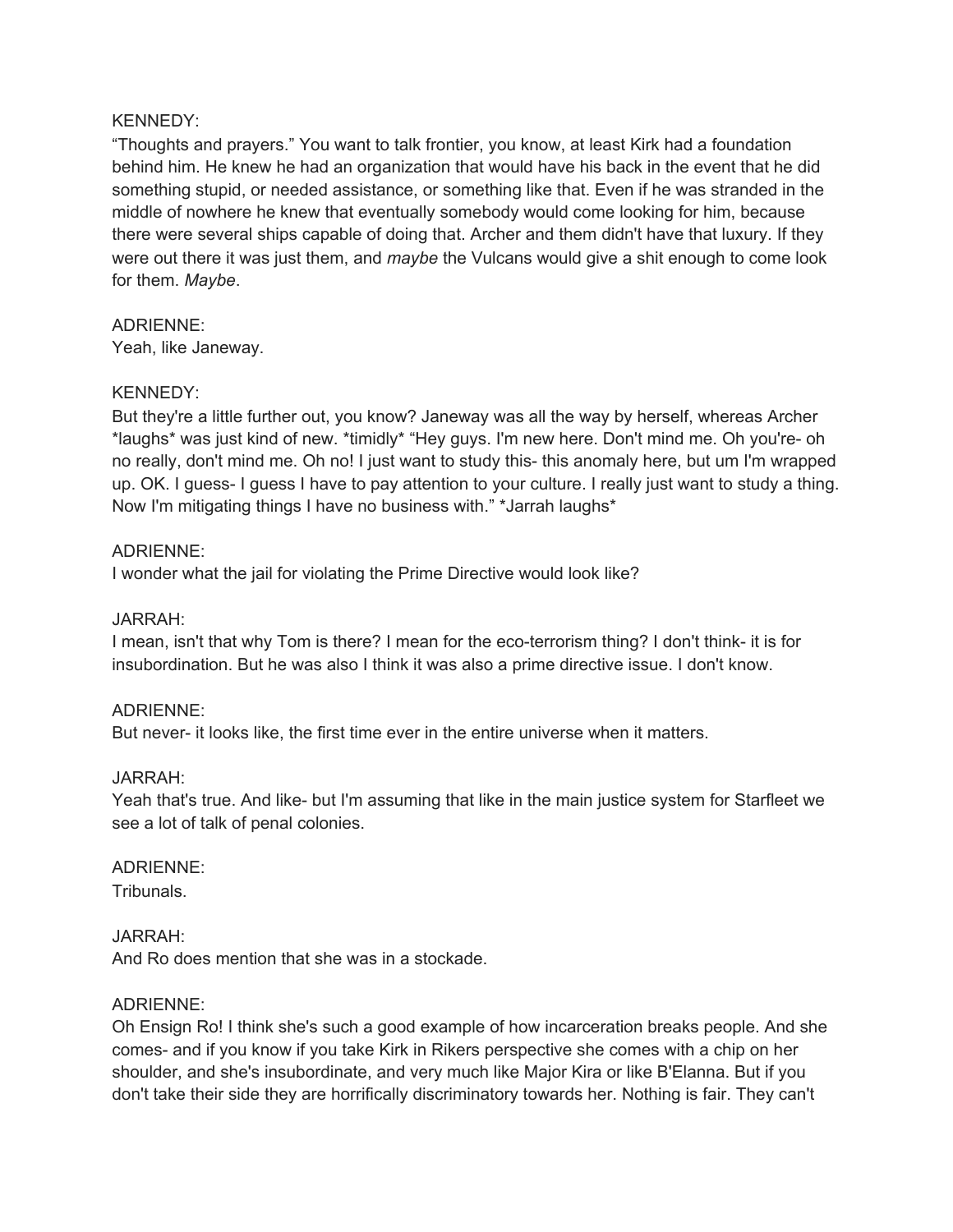KENNEDY:
“Thoughts and prayers.” You want to talk frontier, you know, at least Kirk had a foundation behind him. He knew he had an organization that would have his back in the event that he did something stupid, or needed assistance, or something like that. Even if he was stranded in the middle of nowhere he knew that eventually somebody would come looking for him, because there were several ships capable of doing that. Archer and them didn't have that luxury. If they were out there it was just them, and *maybe* the Vulcans would give a shit enough to come look for them. *Maybe*.

ADRIENNE:
Yeah, like Janeway.

KENNEDY:
But they're a little further out, you know? Janeway was all the way by herself, whereas Archer *laughs* was just kind of new. *timidly* “Hey guys. I'm new here. Don't mind me. Oh you're- oh no really, don't mind me. Oh no! I just want to study this- this anomaly here, but um I'm wrapped up. OK. I guess- I guess I have to pay attention to your culture. I really just want to study a thing. Now I'm mitigating things I have no business with.” *Jarrah laughs*

ADRIENNE:
I wonder what the jail for violating the Prime Directive would look like?

JARRAH:
I mean, isn't that why Tom is there? I mean for the eco-terrorism thing? I don't think- it is for insubordination. But he was also I think it was also a prime directive issue. I don't know.

ADRIENNE:
But never- it looks like, the first time ever in the entire universe when it matters.

JARRAH:
Yeah that's true. And like- but I'm assuming that like in the main justice system for Starfleet we see a lot of talk of penal colonies.

ADRIENNE:
Tribunals.

JARRAH:
And Ro does mention that she was in a stockade.

ADRIENNE:
Oh Ensign Ro! I think she's such a good example of how incarceration breaks people. And she comes- and if you know if you take Kirk in Rikers perspective she comes with a chip on her shoulder, and she's insubordinate, and very much like Major Kira or like B'Elanna. But if you don't take their side they are horrifically discriminatory towards her. Nothing is fair. They can't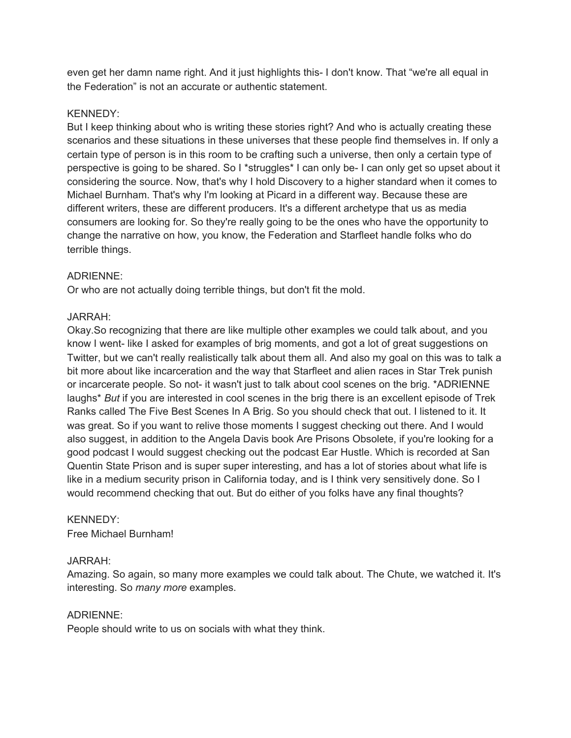even get her damn name right. And it just highlights this- I don't know. That “we're all equal in the Federation” is not an accurate or authentic statement.

KENNEDY:
But I keep thinking about who is writing these stories right? And who is actually creating these scenarios and these situations in these universes that these people find themselves in. If only a certain type of person is in this room to be crafting such a universe, then only a certain type of perspective is going to be shared. So I *struggles* I can only be- I can only get so upset about it considering the source. Now, that's why I hold Discovery to a higher standard when it comes to Michael Burnham. That's why I'm looking at Picard in a different way. Because these are different writers, these are different producers. It's a different archetype that us as media consumers are looking for. So they're really going to be the ones who have the opportunity to change the narrative on how, you know, the Federation and Starfleet handle folks who do terrible things.

ADRIENNE:
Or who are not actually doing terrible things, but don't fit the mold.

JARRAH:
Okay.So recognizing that there are like multiple other examples we could talk about, and you know I went- like I asked for examples of brig moments, and got a lot of great suggestions on Twitter, but we can't really realistically talk about them all. And also my goal on this was to talk a bit more about like incarceration and the way that Starfleet and alien races in Star Trek punish or incarcerate people. So not- it wasn't just to talk about cool scenes on the brig. *ADRIENNE laughs* *But* if you are interested in cool scenes in the brig there is an excellent episode of Trek Ranks called The Five Best Scenes In A Brig. So you should check that out. I listened to it. It was great. So if you want to relive those moments I suggest checking out there. And I would also suggest, in addition to the Angela Davis book Are Prisons Obsolete, if you're looking for a good podcast I would suggest checking out the podcast Ear Hustle. Which is recorded at San Quentin State Prison and is super super interesting, and has a lot of stories about what life is like in a medium security prison in California today, and is I think very sensitively done. So I would recommend checking that out. But do either of you folks have any final thoughts?

KENNEDY:
Free Michael Burnham!

JARRAH:
Amazing. So again, so many more examples we could talk about. The Chute, we watched it. It's interesting. So *many more* examples.

ADRIENNE:
People should write to us on socials with what they think.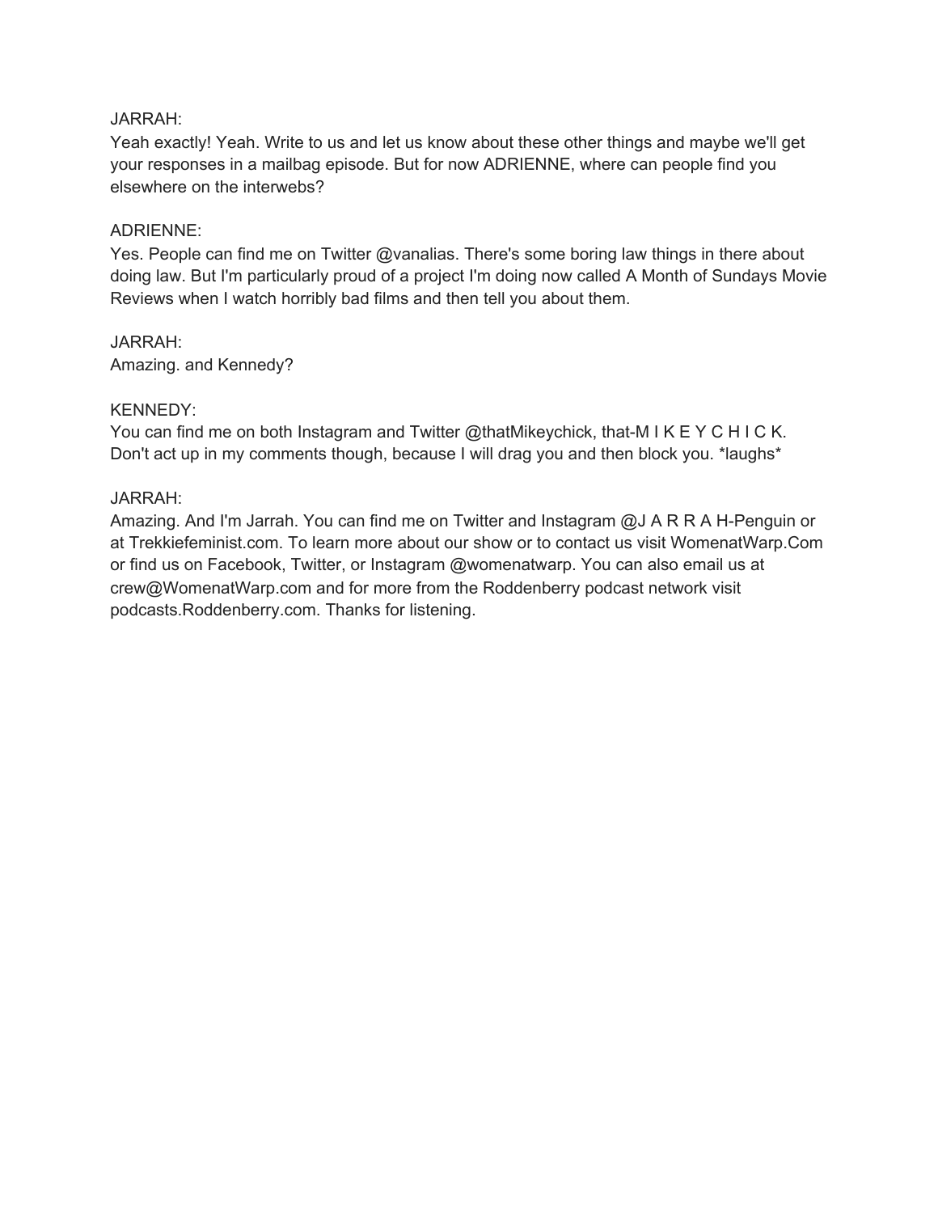JARRAH:
Yeah exactly! Yeah. Write to us and let us know about these other things and maybe we'll get your responses in a mailbag episode. But for now ADRIENNE, where can people find you elsewhere on the interwebs?

ADRIENNE:
Yes. People can find me on Twitter @vanalias. There's some boring law things in there about doing law. But I'm particularly proud of a project I'm doing now called A Month of Sundays Movie Reviews when I watch horribly bad films and then tell you about them.

JARRAH:
Amazing. and Kennedy?

KENNEDY:
You can find me on both Instagram and Twitter @thatMikeychick, that-M I K E Y C H I C K. Don't act up in my comments though, because I will drag you and then block you. *laughs*

JARRAH:
Amazing. And I'm Jarrah. You can find me on Twitter and Instagram @J A R R A H-Penguin or at Trekkiefeminist.com. To learn more about our show or to contact us visit WomenatWarp.Com or find us on Facebook, Twitter, or Instagram @womenatwarp. You can also email us at crew@WomenatWarp.com and for more from the Roddenberry podcast network visit podcasts.Roddenberry.com. Thanks for listening.